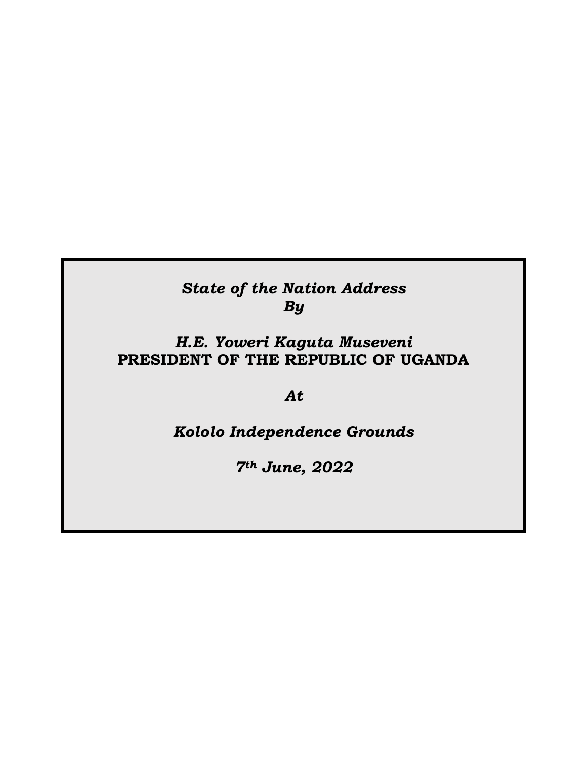***State of the Nation Address***
***By***

***H.E. Yoweri Kaguta Museveni***
**PRESIDENT OF THE REPUBLIC OF UGANDA**

***At***

***Kololo Independence Grounds***

***7th June, 2022***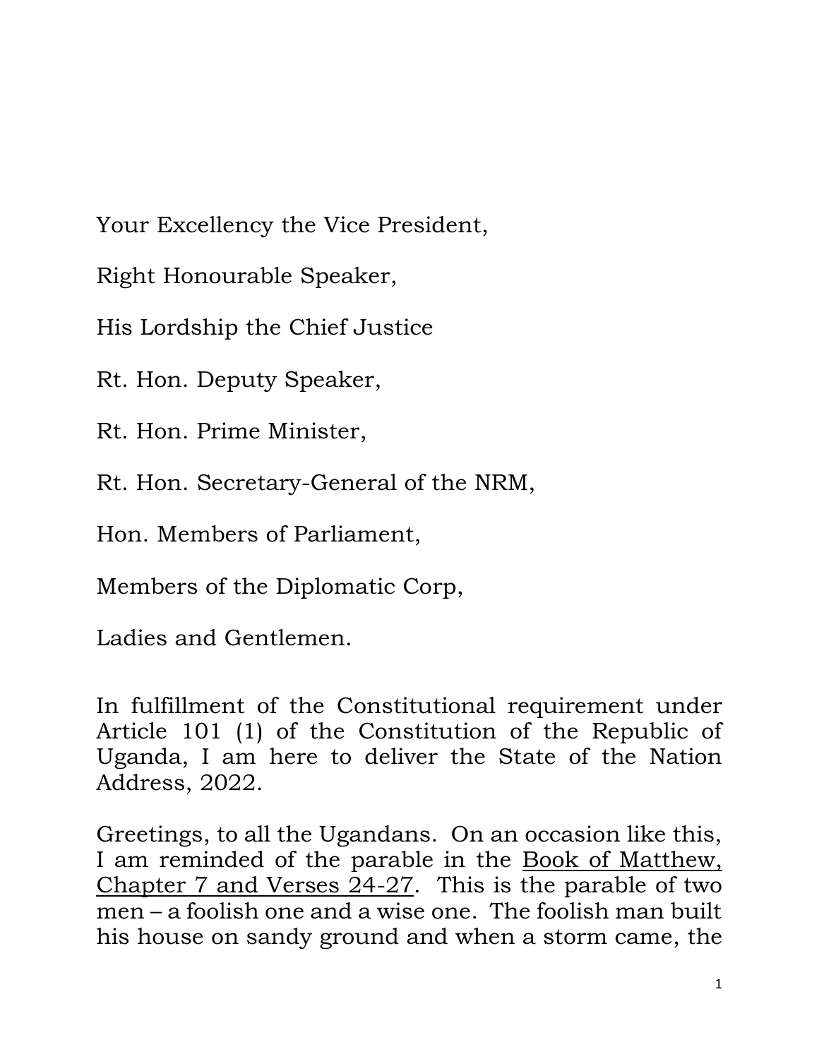Your Excellency the Vice President,

Right Honourable Speaker,

His Lordship the Chief Justice

Rt. Hon. Deputy Speaker,

Rt. Hon. Prime Minister,

Rt. Hon. Secretary-General of the NRM,

Hon. Members of Parliament,

Members of the Diplomatic Corp,

Ladies and Gentlemen.

In fulfillment of the Constitutional requirement under Article 101 (1) of the Constitution of the Republic of Uganda, I am here to deliver the State of the Nation Address, 2022.

Greetings, to all the Ugandans. On an occasion like this, I am reminded of the parable in the Book of Matthew, Chapter 7 and Verses 24-27. This is the parable of two men – a foolish one and a wise one. The foolish man built his house on sandy ground and when a storm came, the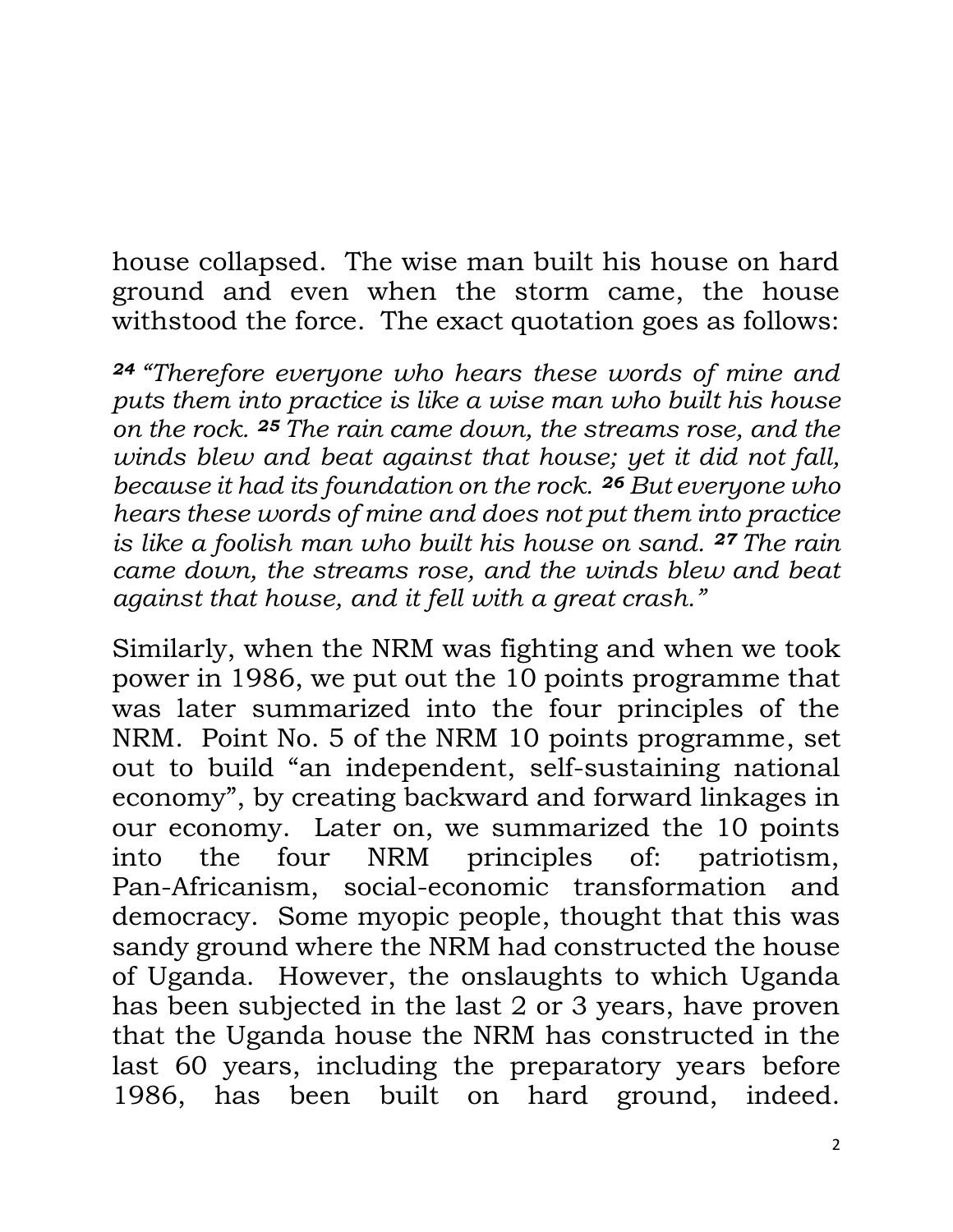house collapsed. The wise man built his house on hard ground and even when the storm came, the house withstood the force. The exact quotation goes as follows:

***24*** *"Therefore everyone who hears these words of mine and puts them into practice is like a wise man who built his house on the rock.* ***25*** *The rain came down, the streams rose, and the winds blew and beat against that house; yet it did not fall, because it had its foundation on the rock.* ***26*** *But everyone who hears these words of mine and does not put them into practice is like a foolish man who built his house on sand.* ***27*** *The rain came down, the streams rose, and the winds blew and beat against that house, and it fell with a great crash."*

Similarly, when the NRM was fighting and when we took power in 1986, we put out the 10 points programme that was later summarized into the four principles of the NRM. Point No. 5 of the NRM 10 points programme, set out to build "an independent, self-sustaining national economy", by creating backward and forward linkages in our economy. Later on, we summarized the 10 points into the four NRM principles of: patriotism, Pan-Africanism, social-economic transformation and democracy. Some myopic people, thought that this was sandy ground where the NRM had constructed the house of Uganda. However, the onslaughts to which Uganda has been subjected in the last 2 or 3 years, have proven that the Uganda house the NRM has constructed in the last 60 years, including the preparatory years before 1986, has been built on hard ground, indeed.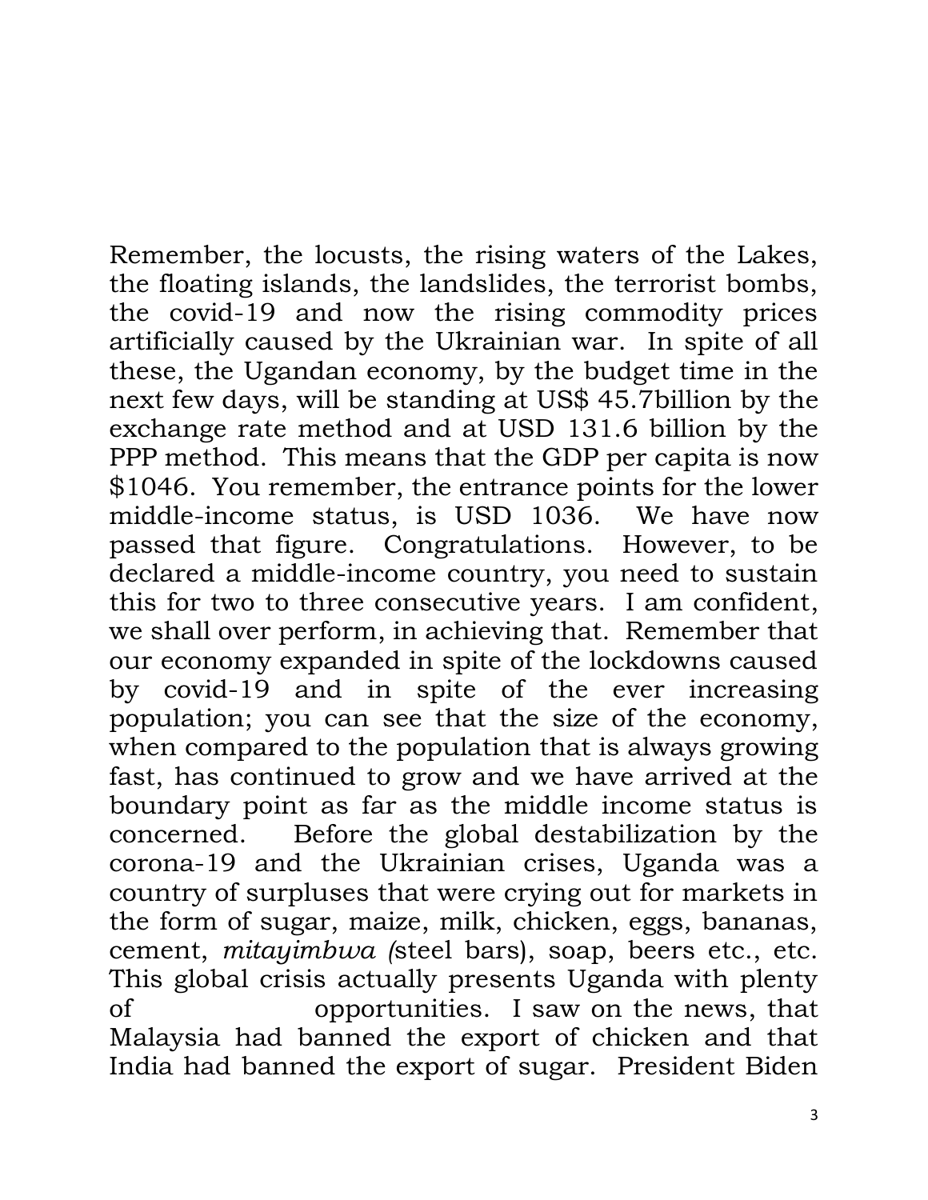Remember, the locusts, the rising waters of the Lakes, the floating islands, the landslides, the terrorist bombs, the covid-19 and now the rising commodity prices artificially caused by the Ukrainian war. In spite of all these, the Ugandan economy, by the budget time in the next few days, will be standing at US$ 45.7billion by the exchange rate method and at USD 131.6 billion by the PPP method. This means that the GDP per capita is now $1046. You remember, the entrance points for the lower middle-income status, is USD 1036. We have now passed that figure. Congratulations. However, to be declared a middle-income country, you need to sustain this for two to three consecutive years. I am confident, we shall over perform, in achieving that. Remember that our economy expanded in spite of the lockdowns caused by covid-19 and in spite of the ever increasing population; you can see that the size of the economy, when compared to the population that is always growing fast, has continued to grow and we have arrived at the boundary point as far as the middle income status is concerned. Before the global destabilization by the corona-19 and the Ukrainian crises, Uganda was a country of surpluses that were crying out for markets in the form of sugar, maize, milk, chicken, eggs, bananas, cement, *mitayimbwa (*steel bars), soap, beers etc., etc. This global crisis actually presents Uganda with plenty of opportunities. I saw on the news, that Malaysia had banned the export of chicken and that India had banned the export of sugar. President Biden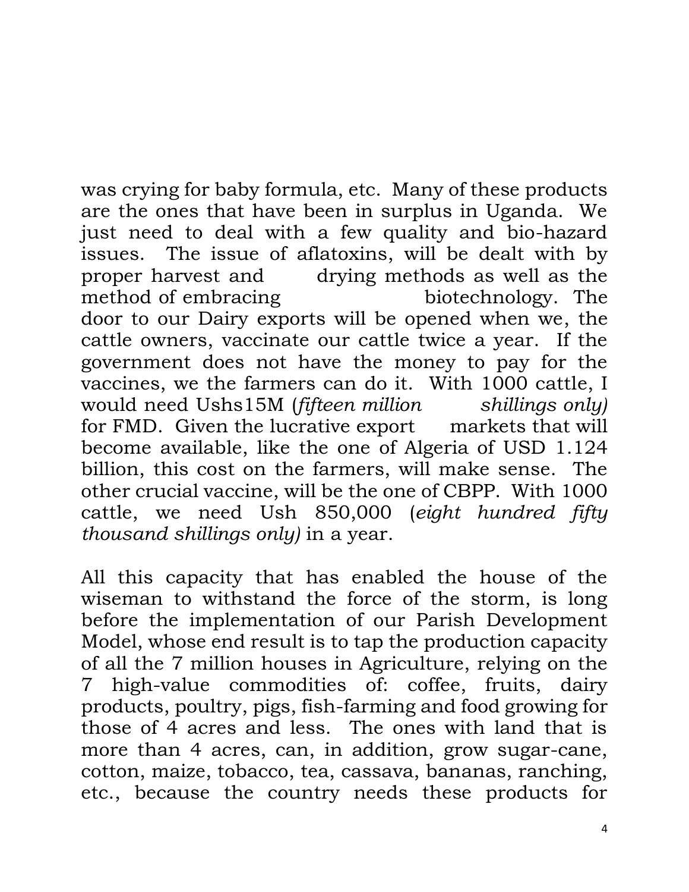was crying for baby formula, etc. Many of these products are the ones that have been in surplus in Uganda. We just need to deal with a few quality and bio-hazard issues. The issue of aflatoxins, will be dealt with by proper harvest and drying methods as well as the method of embracing biotechnology. The door to our Dairy exports will be opened when we, the cattle owners, vaccinate our cattle twice a year. If the government does not have the money to pay for the vaccines, we the farmers can do it. With 1000 cattle, I would need Ushs15M (*fifteen million shillings only)* for FMD. Given the lucrative export markets that will become available, like the one of Algeria of USD 1.124 billion, this cost on the farmers, will make sense. The other crucial vaccine, will be the one of CBPP. With 1000 cattle, we need Ush 850,000 (*eight hundred fifty thousand shillings only)* in a year.

All this capacity that has enabled the house of the wiseman to withstand the force of the storm, is long before the implementation of our Parish Development Model, whose end result is to tap the production capacity of all the 7 million houses in Agriculture, relying on the 7 high-value commodities of: coffee, fruits, dairy products, poultry, pigs, fish-farming and food growing for those of 4 acres and less. The ones with land that is more than 4 acres, can, in addition, grow sugar-cane, cotton, maize, tobacco, tea, cassava, bananas, ranching, etc., because the country needs these products for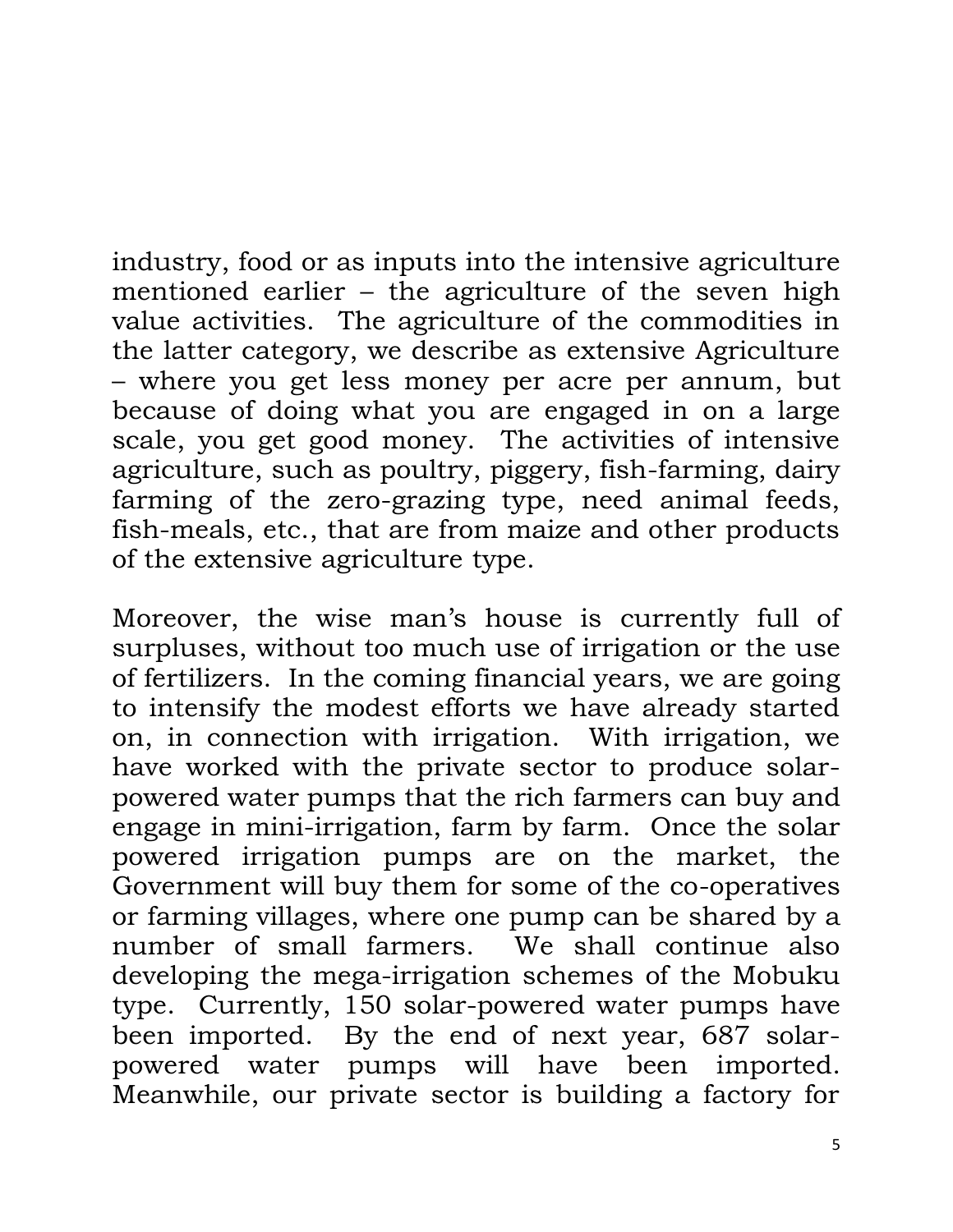industry, food or as inputs into the intensive agriculture mentioned earlier – the agriculture of the seven high value activities. The agriculture of the commodities in the latter category, we describe as extensive Agriculture – where you get less money per acre per annum, but because of doing what you are engaged in on a large scale, you get good money. The activities of intensive agriculture, such as poultry, piggery, fish-farming, dairy farming of the zero-grazing type, need animal feeds, fish-meals, etc., that are from maize and other products of the extensive agriculture type.

Moreover, the wise man's house is currently full of surpluses, without too much use of irrigation or the use of fertilizers. In the coming financial years, we are going to intensify the modest efforts we have already started on, in connection with irrigation. With irrigation, we have worked with the private sector to produce solar-powered water pumps that the rich farmers can buy and engage in mini-irrigation, farm by farm. Once the solar powered irrigation pumps are on the market, the Government will buy them for some of the co-operatives or farming villages, where one pump can be shared by a number of small farmers. We shall continue also developing the mega-irrigation schemes of the Mobuku type. Currently, 150 solar-powered water pumps have been imported. By the end of next year, 687 solar-powered water pumps will have been imported. Meanwhile, our private sector is building a factory for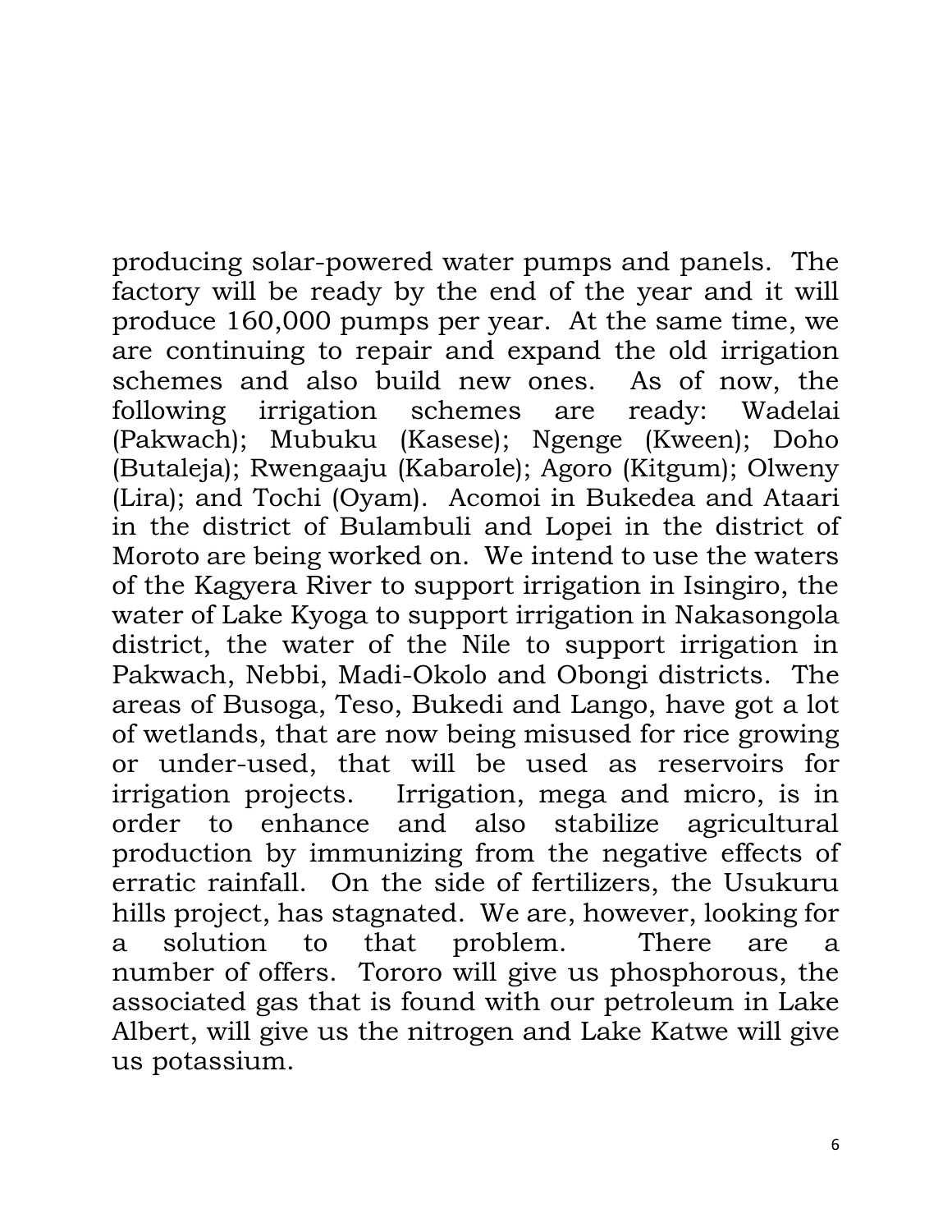producing solar-powered water pumps and panels. The factory will be ready by the end of the year and it will produce 160,000 pumps per year. At the same time, we are continuing to repair and expand the old irrigation schemes and also build new ones. As of now, the following irrigation schemes are ready: Wadelai (Pakwach); Mubuku (Kasese); Ngenge (Kween); Doho (Butaleja); Rwengaaju (Kabarole); Agoro (Kitgum); Olweny (Lira); and Tochi (Oyam). Acomoi in Bukedea and Ataari in the district of Bulambuli and Lopei in the district of Moroto are being worked on. We intend to use the waters of the Kagyera River to support irrigation in Isingiro, the water of Lake Kyoga to support irrigation in Nakasongola district, the water of the Nile to support irrigation in Pakwach, Nebbi, Madi-Okolo and Obongi districts. The areas of Busoga, Teso, Bukedi and Lango, have got a lot of wetlands, that are now being misused for rice growing or under-used, that will be used as reservoirs for irrigation projects. Irrigation, mega and micro, is in order to enhance and also stabilize agricultural production by immunizing from the negative effects of erratic rainfall. On the side of fertilizers, the Usukuru hills project, has stagnated. We are, however, looking for a solution to that problem. There are a number of offers. Tororo will give us phosphorous, the associated gas that is found with our petroleum in Lake Albert, will give us the nitrogen and Lake Katwe will give us potassium.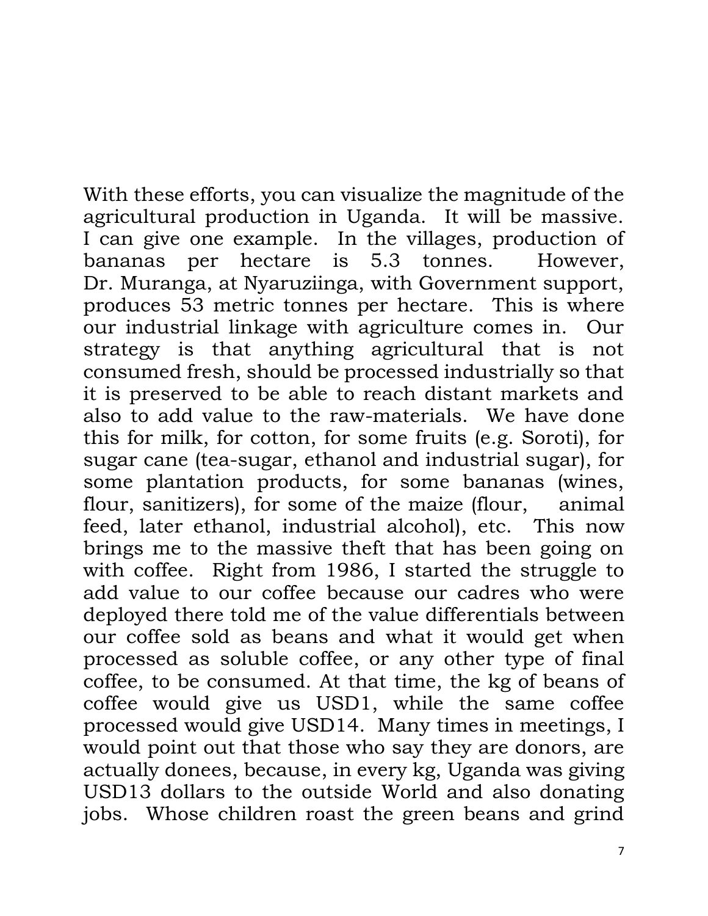With these efforts, you can visualize the magnitude of the agricultural production in Uganda. It will be massive. I can give one example. In the villages, production of bananas per hectare is 5.3 tonnes. However, Dr. Muranga, at Nyaruziinga, with Government support, produces 53 metric tonnes per hectare. This is where our industrial linkage with agriculture comes in. Our strategy is that anything agricultural that is not consumed fresh, should be processed industrially so that it is preserved to be able to reach distant markets and also to add value to the raw-materials. We have done this for milk, for cotton, for some fruits (e.g. Soroti), for sugar cane (tea-sugar, ethanol and industrial sugar), for some plantation products, for some bananas (wines, flour, sanitizers), for some of the maize (flour, animal feed, later ethanol, industrial alcohol), etc. This now brings me to the massive theft that has been going on with coffee. Right from 1986, I started the struggle to add value to our coffee because our cadres who were deployed there told me of the value differentials between our coffee sold as beans and what it would get when processed as soluble coffee, or any other type of final coffee, to be consumed. At that time, the kg of beans of coffee would give us USD1, while the same coffee processed would give USD14. Many times in meetings, I would point out that those who say they are donors, are actually donees, because, in every kg, Uganda was giving USD13 dollars to the outside World and also donating jobs. Whose children roast the green beans and grind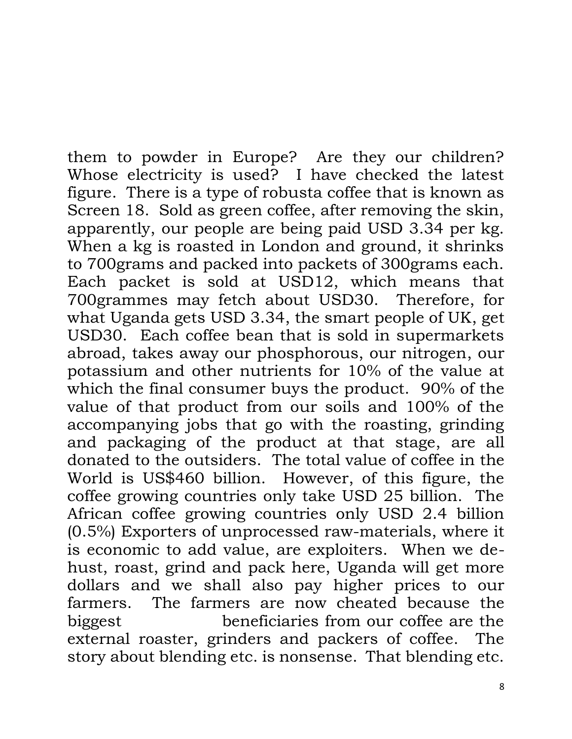them to powder in Europe? Are they our children? Whose electricity is used? I have checked the latest figure. There is a type of robusta coffee that is known as Screen 18. Sold as green coffee, after removing the skin, apparently, our people are being paid USD 3.34 per kg. When a kg is roasted in London and ground, it shrinks to 700grams and packed into packets of 300grams each. Each packet is sold at USD12, which means that 700grammes may fetch about USD30. Therefore, for what Uganda gets USD 3.34, the smart people of UK, get USD30. Each coffee bean that is sold in supermarkets abroad, takes away our phosphorous, our nitrogen, our potassium and other nutrients for 10% of the value at which the final consumer buys the product. 90% of the value of that product from our soils and 100% of the accompanying jobs that go with the roasting, grinding and packaging of the product at that stage, are all donated to the outsiders. The total value of coffee in the World is US$460 billion. However, of this figure, the coffee growing countries only take USD 25 billion. The African coffee growing countries only USD 2.4 billion (0.5%) Exporters of unprocessed raw-materials, where it is economic to add value, are exploiters. When we de-hust, roast, grind and pack here, Uganda will get more dollars and we shall also pay higher prices to our farmers. The farmers are now cheated because the biggest beneficiaries from our coffee are the external roaster, grinders and packers of coffee. The story about blending etc. is nonsense. That blending etc.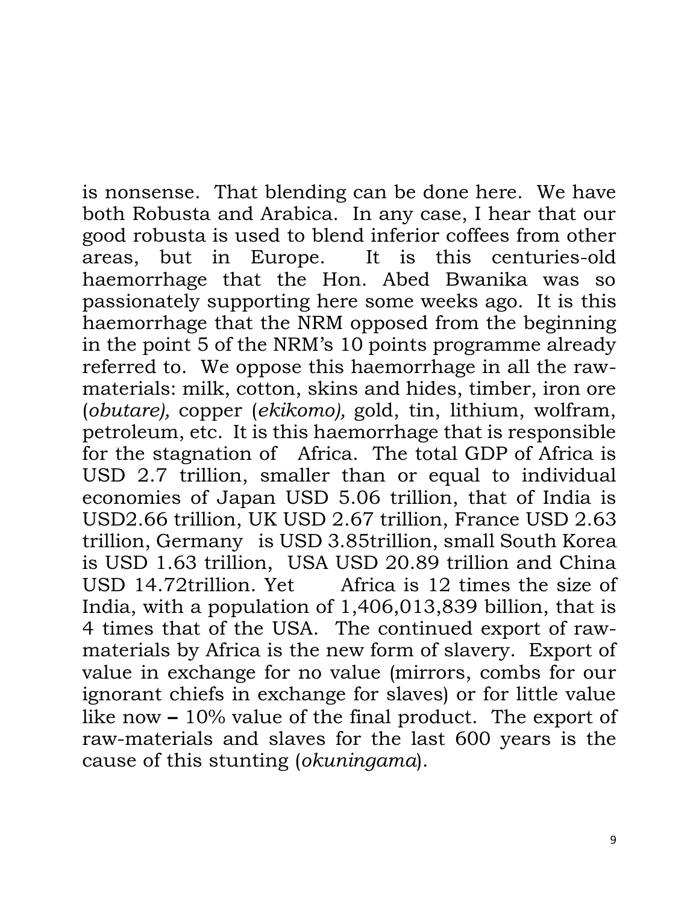is nonsense. That blending can be done here. We have both Robusta and Arabica. In any case, I hear that our good robusta is used to blend inferior coffees from other areas, but in Europe. It is this centuries-old haemorrhage that the Hon. Abed Bwanika was so passionately supporting here some weeks ago. It is this haemorrhage that the NRM opposed from the beginning in the point 5 of the NRM's 10 points programme already referred to. We oppose this haemorrhage in all the raw-materials: milk, cotton, skins and hides, timber, iron ore (*obutare),* copper (*ekikomo),* gold, tin, lithium, wolfram, petroleum, etc. It is this haemorrhage that is responsible for the stagnation of Africa. The total GDP of Africa is USD 2.7 trillion, smaller than or equal to individual economies of Japan USD 5.06 trillion, that of India is USD2.66 trillion, UK USD 2.67 trillion, France USD 2.63 trillion, Germany is USD 3.85trillion, small South Korea is USD 1.63 trillion, USA USD 20.89 trillion and China USD 14.72trillion. Yet Africa is 12 times the size of India, with a population of 1,406,013,839 billion, that is 4 times that of the USA. The continued export of raw-materials by Africa is the new form of slavery. Export of value in exchange for no value (mirrors, combs for our ignorant chiefs in exchange for slaves) or for little value like now – 10% value of the final product. The export of raw-materials and slaves for the last 600 years is the cause of this stunting (*okuningama*).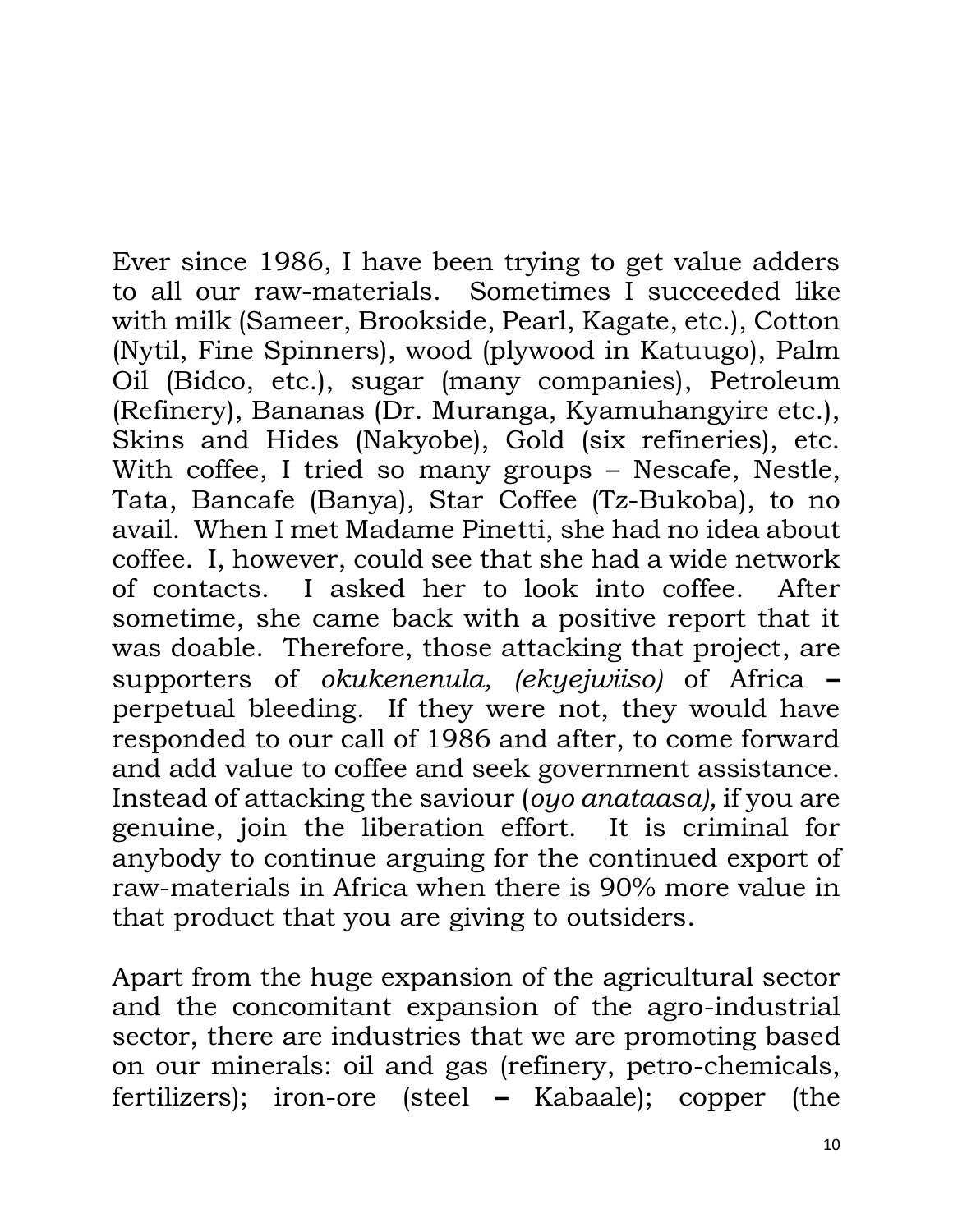Ever since 1986, I have been trying to get value adders to all our raw-materials. Sometimes I succeeded like with milk (Sameer, Brookside, Pearl, Kagate, etc.), Cotton (Nytil, Fine Spinners), wood (plywood in Katuugo), Palm Oil (Bidco, etc.), sugar (many companies), Petroleum (Refinery), Bananas (Dr. Muranga, Kyamuhangyire etc.), Skins and Hides (Nakyobe), Gold (six refineries), etc. With coffee, I tried so many groups – Nescafe, Nestle, Tata, Bancafe (Banya), Star Coffee (Tz-Bukoba), to no avail. When I met Madame Pinetti, she had no idea about coffee. I, however, could see that she had a wide network of contacts. I asked her to look into coffee. After sometime, she came back with a positive report that it was doable. Therefore, those attacking that project, are supporters of *okukenenula, (ekyejwiiso)* of Africa **–** perpetual bleeding. If they were not, they would have responded to our call of 1986 and after, to come forward and add value to coffee and seek government assistance. Instead of attacking the saviour (*oyo anataasa),* if you are genuine, join the liberation effort. It is criminal for anybody to continue arguing for the continued export of raw-materials in Africa when there is 90% more value in that product that you are giving to outsiders.

Apart from the huge expansion of the agricultural sector and the concomitant expansion of the agro-industrial sector, there are industries that we are promoting based on our minerals: oil and gas (refinery, petro-chemicals, fertilizers); iron-ore (steel **–** Kabaale); copper (the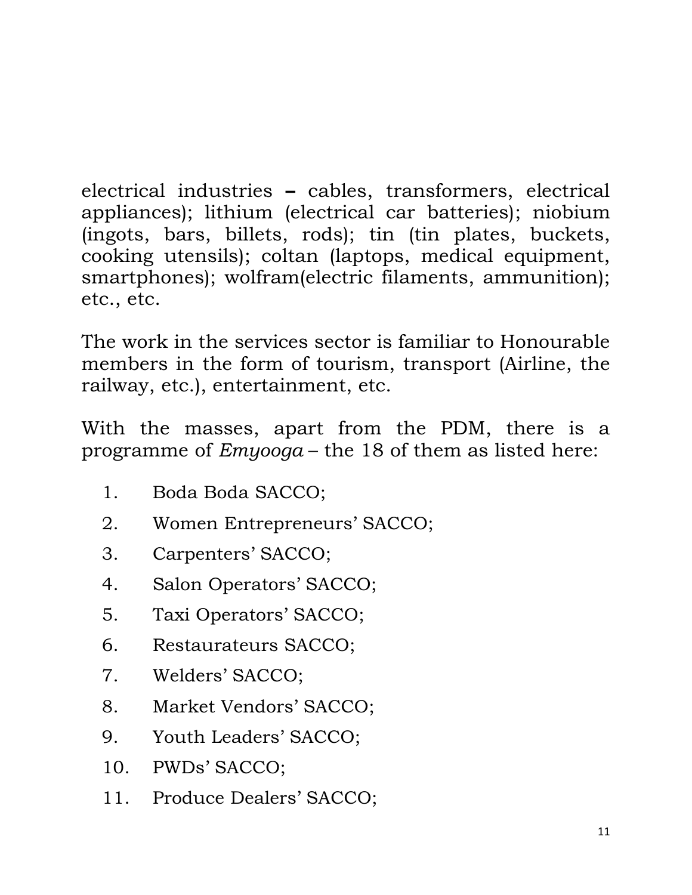electrical industries – cables, transformers, electrical appliances); lithium (electrical car batteries); niobium (ingots, bars, billets, rods); tin (tin plates, buckets, cooking utensils); coltan (laptops, medical equipment, smartphones); wolfram(electric filaments, ammunition); etc., etc.

The work in the services sector is familiar to Honourable members in the form of tourism, transport (Airline, the railway, etc.), entertainment, etc.

With the masses, apart from the PDM, there is a programme of *Emyooga* – the 18 of them as listed here:

1. Boda Boda SACCO;
2. Women Entrepreneurs' SACCO;
3. Carpenters' SACCO;
4. Salon Operators' SACCO;
5. Taxi Operators' SACCO;
6. Restaurateurs SACCO;
7. Welders' SACCO;
8. Market Vendors' SACCO;
9. Youth Leaders' SACCO;
10. PWDs' SACCO;
11. Produce Dealers' SACCO;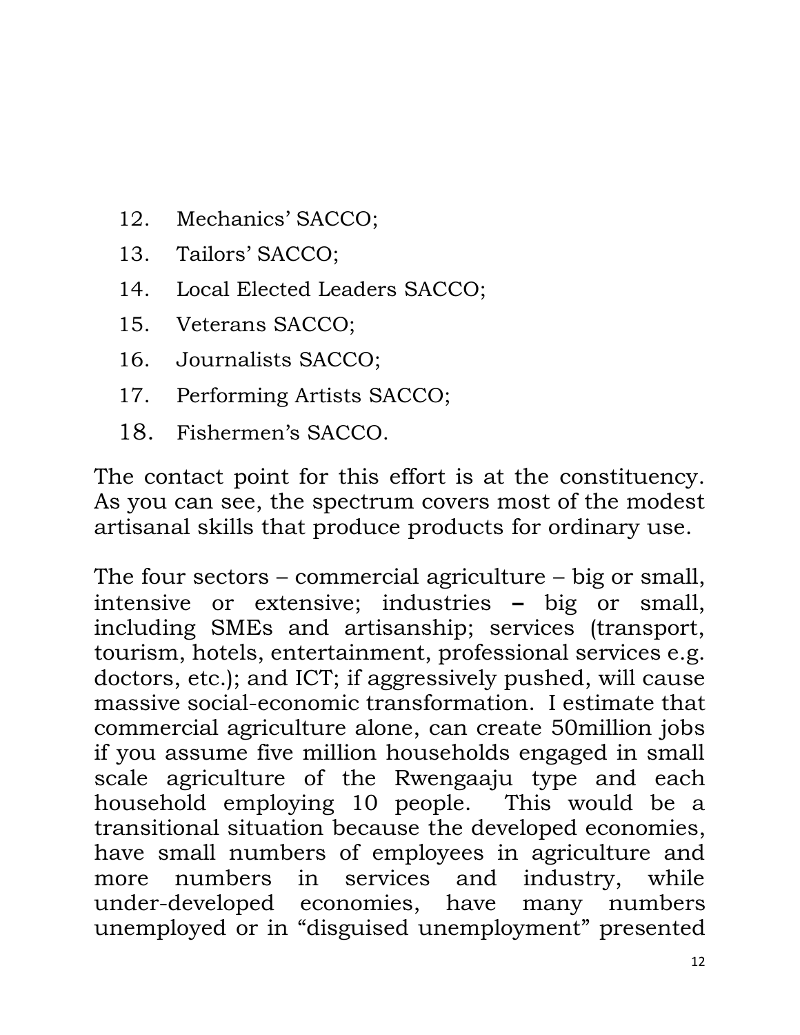12. Mechanics' SACCO;
13. Tailors' SACCO;
14. Local Elected Leaders SACCO;
15. Veterans SACCO;
16. Journalists SACCO;
17. Performing Artists SACCO;
18. Fishermen's SACCO.

The contact point for this effort is at the constituency. As you can see, the spectrum covers most of the modest artisanal skills that produce products for ordinary use.

The four sectors – commercial agriculture – big or small, intensive or extensive; industries – big or small, including SMEs and artisanship; services (transport, tourism, hotels, entertainment, professional services e.g. doctors, etc.); and ICT; if aggressively pushed, will cause massive social-economic transformation. I estimate that commercial agriculture alone, can create 50million jobs if you assume five million households engaged in small scale agriculture of the Rwengaaju type and each household employing 10 people. This would be a transitional situation because the developed economies, have small numbers of employees in agriculture and more numbers in services and industry, while under-developed economies, have many numbers unemployed or in "disguised unemployment" presented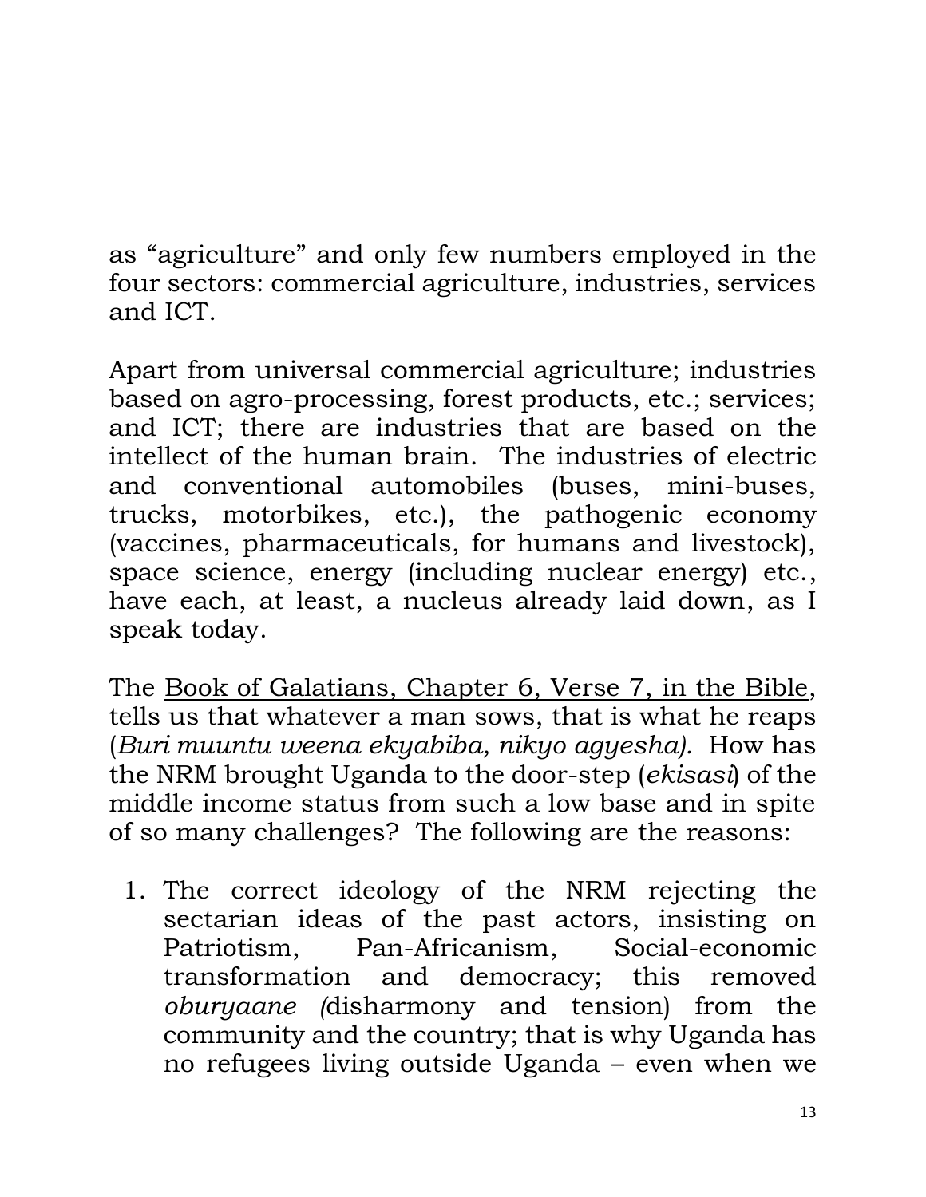as "agriculture" and only few numbers employed in the four sectors: commercial agriculture, industries, services and ICT.

Apart from universal commercial agriculture; industries based on agro-processing, forest products, etc.; services; and ICT; there are industries that are based on the intellect of the human brain. The industries of electric and conventional automobiles (buses, mini-buses, trucks, motorbikes, etc.), the pathogenic economy (vaccines, pharmaceuticals, for humans and livestock), space science, energy (including nuclear energy) etc., have each, at least, a nucleus already laid down, as I speak today.

The <u>Book of Galatians, Chapter 6, Verse 7, in the Bible</u>, tells us that whatever a man sows, that is what he reaps (*Buri muuntu weena ekyabiba, nikyo agyesha).* How has the NRM brought Uganda to the door-step (*ekisasi*) of the middle income status from such a low base and in spite of so many challenges? The following are the reasons:

1. The correct ideology of the NRM rejecting the sectarian ideas of the past actors, insisting on Patriotism, Pan-Africanism, Social-economic transformation and democracy; this removed *oburyaane (*disharmony and tension) from the community and the country; that is why Uganda has no refugees living outside Uganda – even when we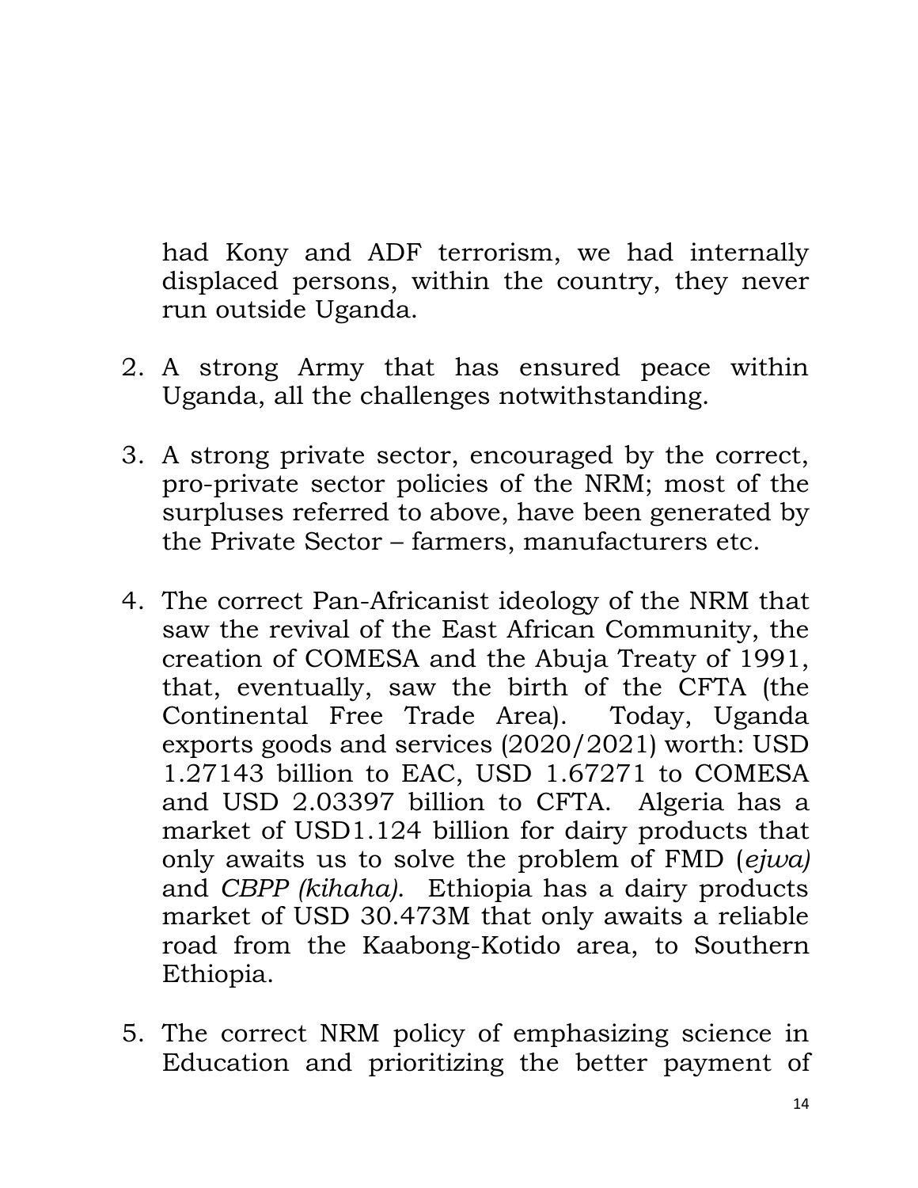had Kony and ADF terrorism, we had internally displaced persons, within the country, they never run outside Uganda.

2. A strong Army that has ensured peace within Uganda, all the challenges notwithstanding.

3. A strong private sector, encouraged by the correct, pro-private sector policies of the NRM; most of the surpluses referred to above, have been generated by the Private Sector – farmers, manufacturers etc.

4. The correct Pan-Africanist ideology of the NRM that saw the revival of the East African Community, the creation of COMESA and the Abuja Treaty of 1991, that, eventually, saw the birth of the CFTA (the Continental Free Trade Area). Today, Uganda exports goods and services (2020/2021) worth: USD 1.27143 billion to EAC, USD 1.67271 to COMESA and USD 2.03397 billion to CFTA. Algeria has a market of USD1.124 billion for dairy products that only awaits us to solve the problem of FMD (*ejwa)* and *CBPP (kihaha)*. Ethiopia has a dairy products market of USD 30.473M that only awaits a reliable road from the Kaabong-Kotido area, to Southern Ethiopia.

5. The correct NRM policy of emphasizing science in Education and prioritizing the better payment of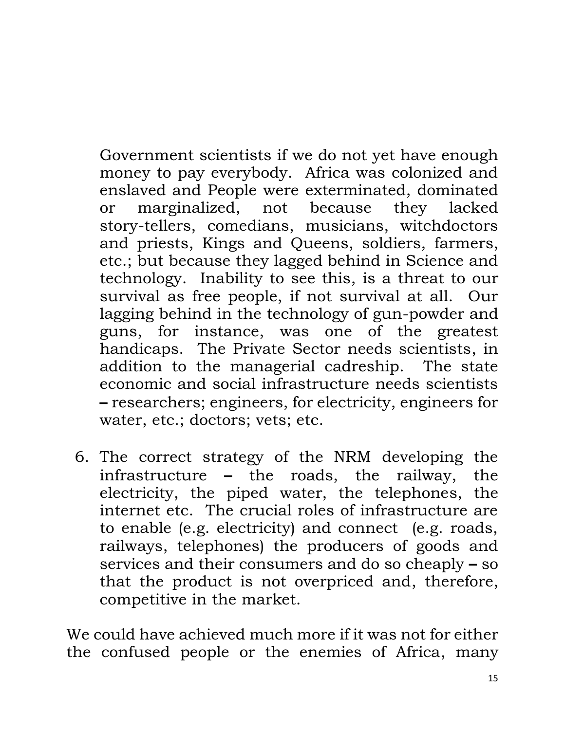Government scientists if we do not yet have enough money to pay everybody. Africa was colonized and enslaved and People were exterminated, dominated or marginalized, not because they lacked story-tellers, comedians, musicians, witchdoctors and priests, Kings and Queens, soldiers, farmers, etc.; but because they lagged behind in Science and technology. Inability to see this, is a threat to our survival as free people, if not survival at all. Our lagging behind in the technology of gun-powder and guns, for instance, was one of the greatest handicaps. The Private Sector needs scientists, in addition to the managerial cadreship. The state economic and social infrastructure needs scientists **–** researchers; engineers, for electricity, engineers for water, etc.; doctors; vets; etc.

6. The correct strategy of the NRM developing the infrastructure **–** the roads, the railway, the electricity, the piped water, the telephones, the internet etc. The crucial roles of infrastructure are to enable (e.g. electricity) and connect (e.g. roads, railways, telephones) the producers of goods and services and their consumers and do so cheaply **–** so that the product is not overpriced and, therefore, competitive in the market.

We could have achieved much more if it was not for either the confused people or the enemies of Africa, many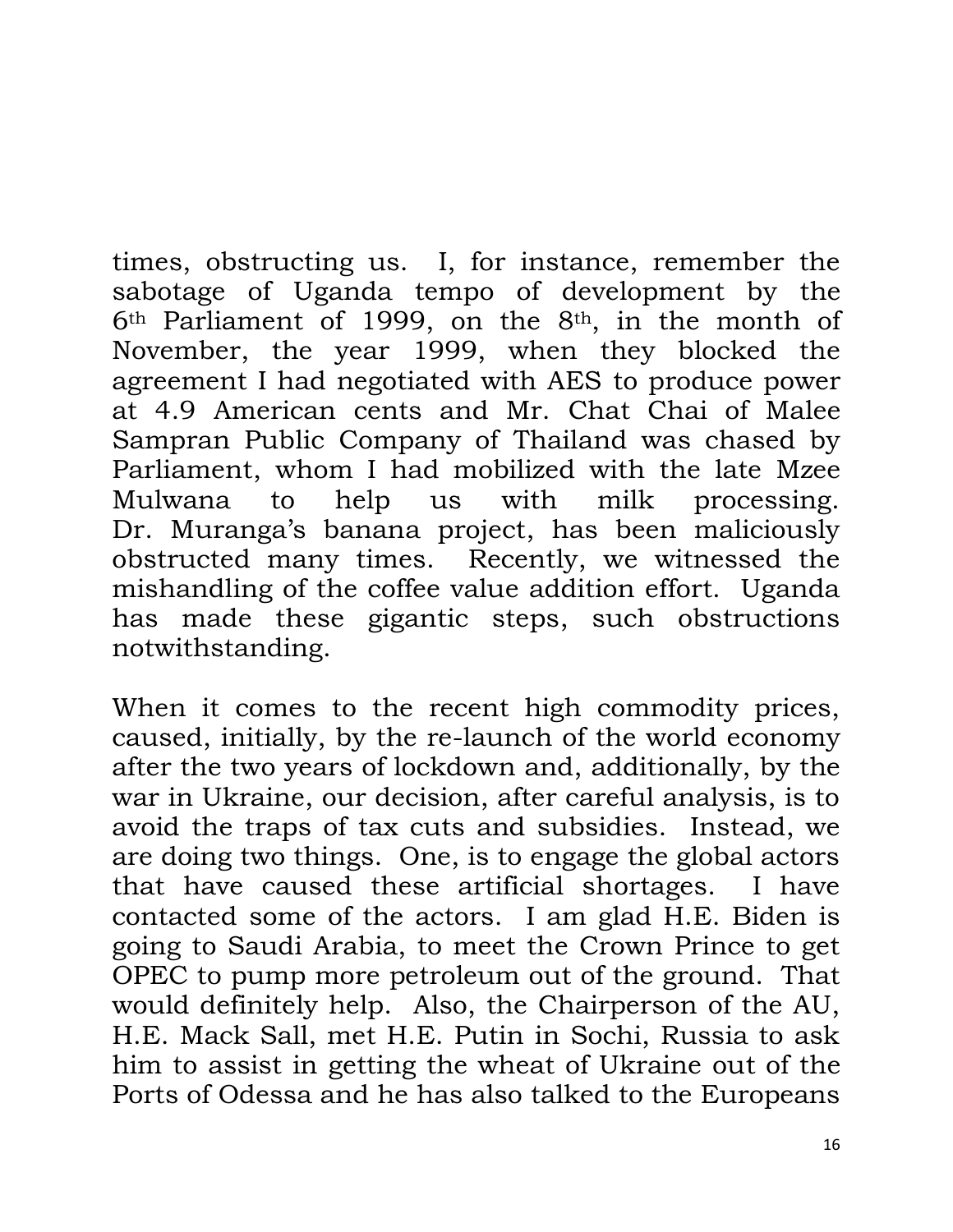times, obstructing us. I, for instance, remember the sabotage of Uganda tempo of development by the 6th Parliament of 1999, on the 8th, in the month of November, the year 1999, when they blocked the agreement I had negotiated with AES to produce power at 4.9 American cents and Mr. Chat Chai of Malee Sampran Public Company of Thailand was chased by Parliament, whom I had mobilized with the late Mzee Mulwana to help us with milk processing. Dr. Muranga's banana project, has been maliciously obstructed many times. Recently, we witnessed the mishandling of the coffee value addition effort. Uganda has made these gigantic steps, such obstructions notwithstanding.

When it comes to the recent high commodity prices, caused, initially, by the re-launch of the world economy after the two years of lockdown and, additionally, by the war in Ukraine, our decision, after careful analysis, is to avoid the traps of tax cuts and subsidies. Instead, we are doing two things. One, is to engage the global actors that have caused these artificial shortages. I have contacted some of the actors. I am glad H.E. Biden is going to Saudi Arabia, to meet the Crown Prince to get OPEC to pump more petroleum out of the ground. That would definitely help. Also, the Chairperson of the AU, H.E. Mack Sall, met H.E. Putin in Sochi, Russia to ask him to assist in getting the wheat of Ukraine out of the Ports of Odessa and he has also talked to the Europeans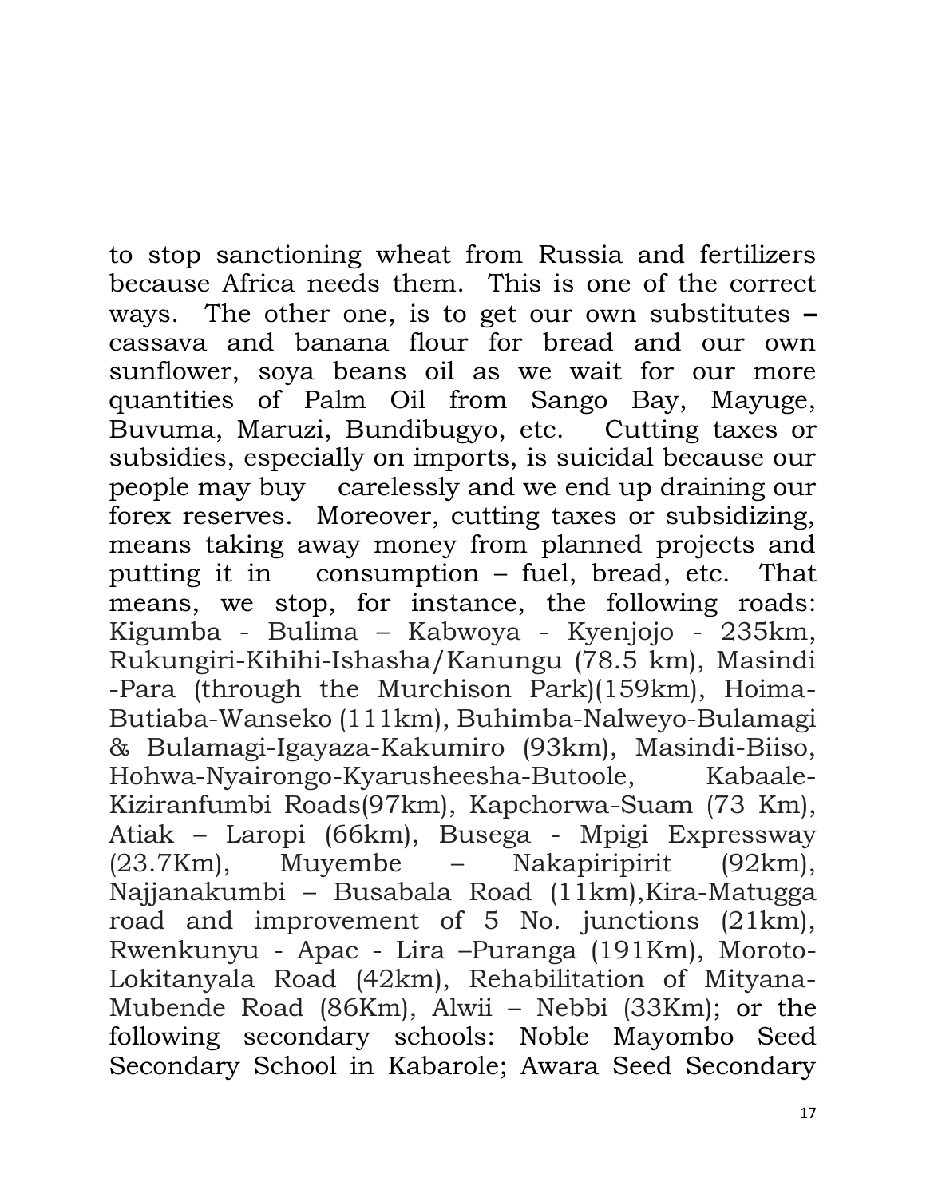to stop sanctioning wheat from Russia and fertilizers because Africa needs them. This is one of the correct ways. The other one, is to get our own substitutes **–** cassava and banana flour for bread and our own sunflower, soya beans oil as we wait for our more quantities of Palm Oil from Sango Bay, Mayuge, Buvuma, Maruzi, Bundibugyo, etc. Cutting taxes or subsidies, especially on imports, is suicidal because our people may buy carelessly and we end up draining our forex reserves. Moreover, cutting taxes or subsidizing, means taking away money from planned projects and putting it in consumption – fuel, bread, etc. That means, we stop, for instance, the following roads: Kigumba - Bulima – Kabwoya - Kyenjojo - 235km, Rukungiri-Kihihi-Ishasha/Kanungu (78.5 km), Masindi -Para (through the Murchison Park)(159km), Hoima-Butiaba-Wanseko (111km), Buhimba-Nalweyo-Bulamagi & Bulamagi-Igayaza-Kakumiro (93km), Masindi-Biiso, Hohwa-Nyairongo-Kyarusheesha-Butoole, Kabaale-Kiziranfumbi Roads(97km), Kapchorwa-Suam (73 Km), Atiak – Laropi (66km), Busega - Mpigi Expressway (23.7Km), Muyembe – Nakapiripirit (92km), Najjanakumbi – Busabala Road (11km),Kira-Matugga road and improvement of 5 No. junctions (21km), Rwenkunyu - Apac - Lira –Puranga (191Km), Moroto-Lokitanyala Road (42km), Rehabilitation of Mityana-Mubende Road (86Km), Alwii – Nebbi (33Km); or the following secondary schools: Noble Mayombo Seed Secondary School in Kabarole; Awara Seed Secondary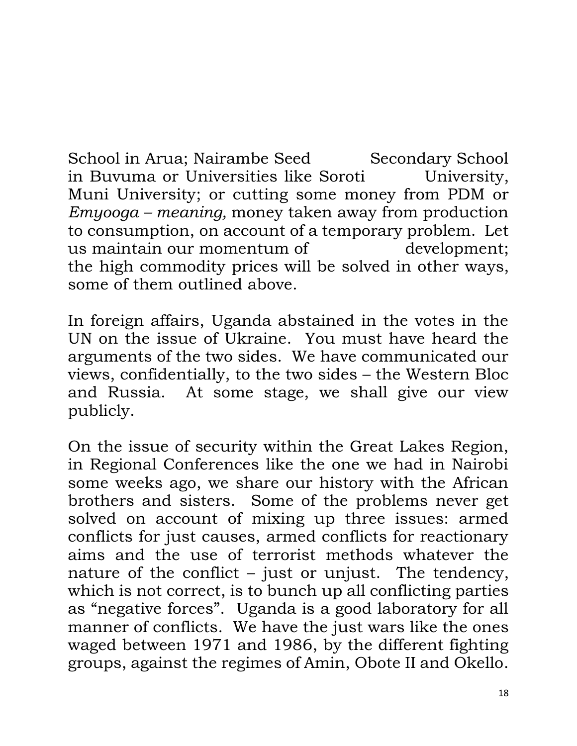School in Arua; Nairambe Seed Secondary School in Buvuma or Universities like Soroti University, Muni University; or cutting some money from PDM or *Emyooga – meaning,* money taken away from production to consumption, on account of a temporary problem. Let us maintain our momentum of development; the high commodity prices will be solved in other ways, some of them outlined above.

In foreign affairs, Uganda abstained in the votes in the UN on the issue of Ukraine. You must have heard the arguments of the two sides. We have communicated our views, confidentially, to the two sides – the Western Bloc and Russia. At some stage, we shall give our view publicly.

On the issue of security within the Great Lakes Region, in Regional Conferences like the one we had in Nairobi some weeks ago, we share our history with the African brothers and sisters. Some of the problems never get solved on account of mixing up three issues: armed conflicts for just causes, armed conflicts for reactionary aims and the use of terrorist methods whatever the nature of the conflict – just or unjust. The tendency, which is not correct, is to bunch up all conflicting parties as "negative forces". Uganda is a good laboratory for all manner of conflicts. We have the just wars like the ones waged between 1971 and 1986, by the different fighting groups, against the regimes of Amin, Obote II and Okello.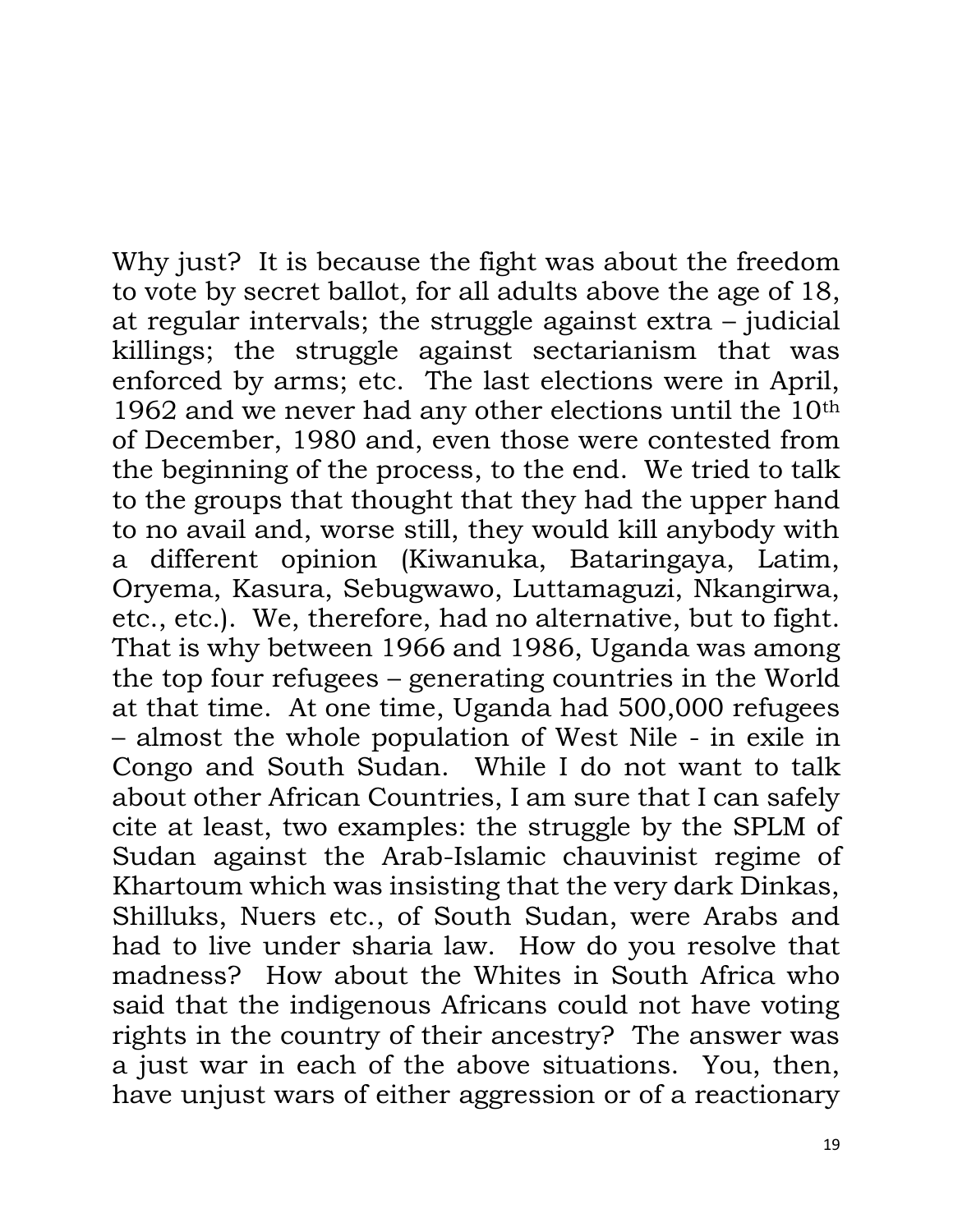Why just? It is because the fight was about the freedom to vote by secret ballot, for all adults above the age of 18, at regular intervals; the struggle against extra – judicial killings; the struggle against sectarianism that was enforced by arms; etc. The last elections were in April, 1962 and we never had any other elections until the 10th of December, 1980 and, even those were contested from the beginning of the process, to the end. We tried to talk to the groups that thought that they had the upper hand to no avail and, worse still, they would kill anybody with a different opinion (Kiwanuka, Bataringaya, Latim, Oryema, Kasura, Sebugwawo, Luttamaguzi, Nkangirwa, etc., etc.). We, therefore, had no alternative, but to fight. That is why between 1966 and 1986, Uganda was among the top four refugees – generating countries in the World at that time. At one time, Uganda had 500,000 refugees – almost the whole population of West Nile - in exile in Congo and South Sudan. While I do not want to talk about other African Countries, I am sure that I can safely cite at least, two examples: the struggle by the SPLM of Sudan against the Arab-Islamic chauvinist regime of Khartoum which was insisting that the very dark Dinkas, Shilluks, Nuers etc., of South Sudan, were Arabs and had to live under sharia law. How do you resolve that madness? How about the Whites in South Africa who said that the indigenous Africans could not have voting rights in the country of their ancestry? The answer was a just war in each of the above situations. You, then, have unjust wars of either aggression or of a reactionary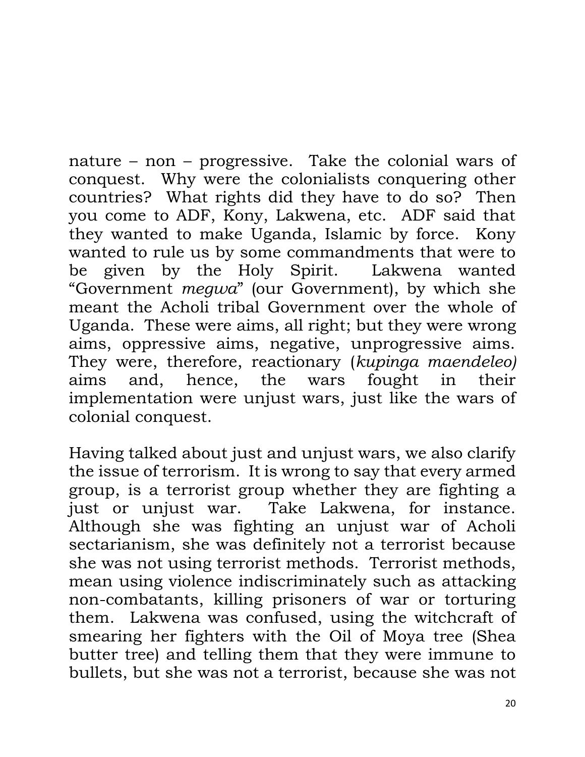nature – non – progressive. Take the colonial wars of conquest. Why were the colonialists conquering other countries? What rights did they have to do so? Then you come to ADF, Kony, Lakwena, etc. ADF said that they wanted to make Uganda, Islamic by force. Kony wanted to rule us by some commandments that were to be given by the Holy Spirit. Lakwena wanted "Government *megwa*" (our Government), by which she meant the Acholi tribal Government over the whole of Uganda. These were aims, all right; but they were wrong aims, oppressive aims, negative, unprogressive aims. They were, therefore, reactionary (*kupinga maendeleo)* aims and, hence, the wars fought in their implementation were unjust wars, just like the wars of colonial conquest.

Having talked about just and unjust wars, we also clarify the issue of terrorism. It is wrong to say that every armed group, is a terrorist group whether they are fighting a just or unjust war. Take Lakwena, for instance. Although she was fighting an unjust war of Acholi sectarianism, she was definitely not a terrorist because she was not using terrorist methods. Terrorist methods, mean using violence indiscriminately such as attacking non-combatants, killing prisoners of war or torturing them. Lakwena was confused, using the witchcraft of smearing her fighters with the Oil of Moya tree (Shea butter tree) and telling them that they were immune to bullets, but she was not a terrorist, because she was not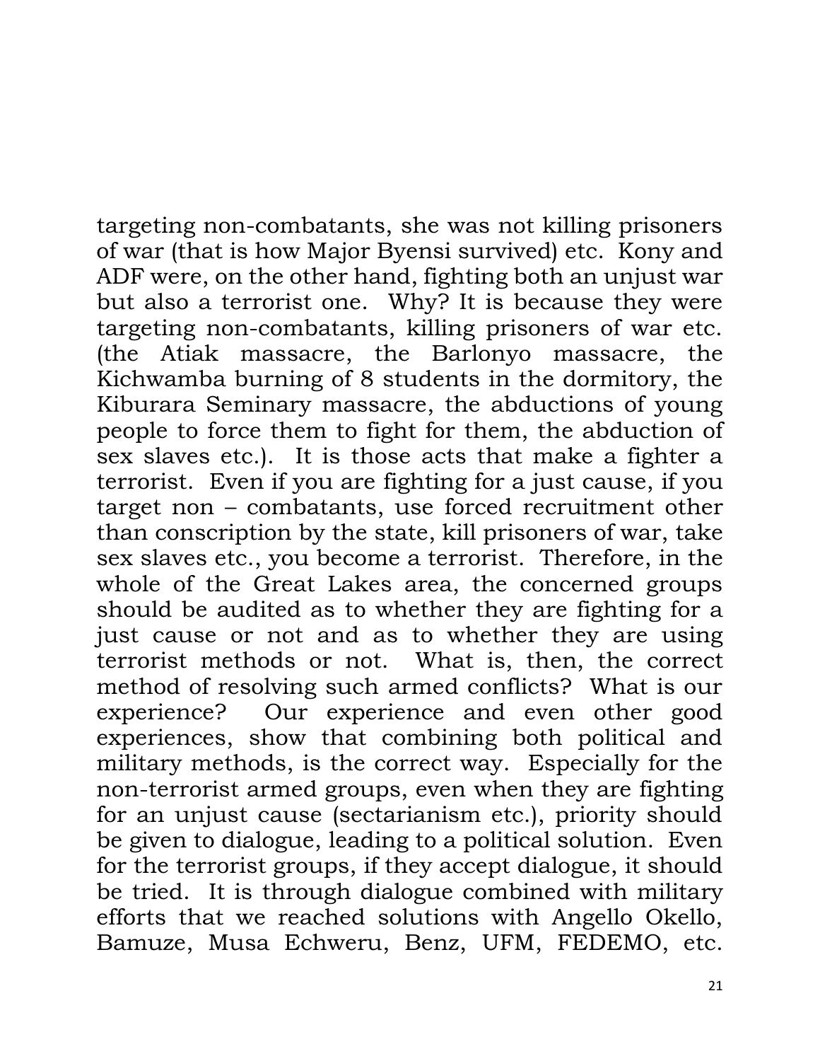targeting non-combatants, she was not killing prisoners of war (that is how Major Byensi survived) etc. Kony and ADF were, on the other hand, fighting both an unjust war but also a terrorist one. Why? It is because they were targeting non-combatants, killing prisoners of war etc. (the Atiak massacre, the Barlonyo massacre, the Kichwamba burning of 8 students in the dormitory, the Kiburara Seminary massacre, the abductions of young people to force them to fight for them, the abduction of sex slaves etc.). It is those acts that make a fighter a terrorist. Even if you are fighting for a just cause, if you target non – combatants, use forced recruitment other than conscription by the state, kill prisoners of war, take sex slaves etc., you become a terrorist. Therefore, in the whole of the Great Lakes area, the concerned groups should be audited as to whether they are fighting for a just cause or not and as to whether they are using terrorist methods or not. What is, then, the correct method of resolving such armed conflicts? What is our experience? Our experience and even other good experiences, show that combining both political and military methods, is the correct way. Especially for the non-terrorist armed groups, even when they are fighting for an unjust cause (sectarianism etc.), priority should be given to dialogue, leading to a political solution. Even for the terrorist groups, if they accept dialogue, it should be tried. It is through dialogue combined with military efforts that we reached solutions with Angello Okello, Bamuze, Musa Echweru, Benz, UFM, FEDEMO, etc.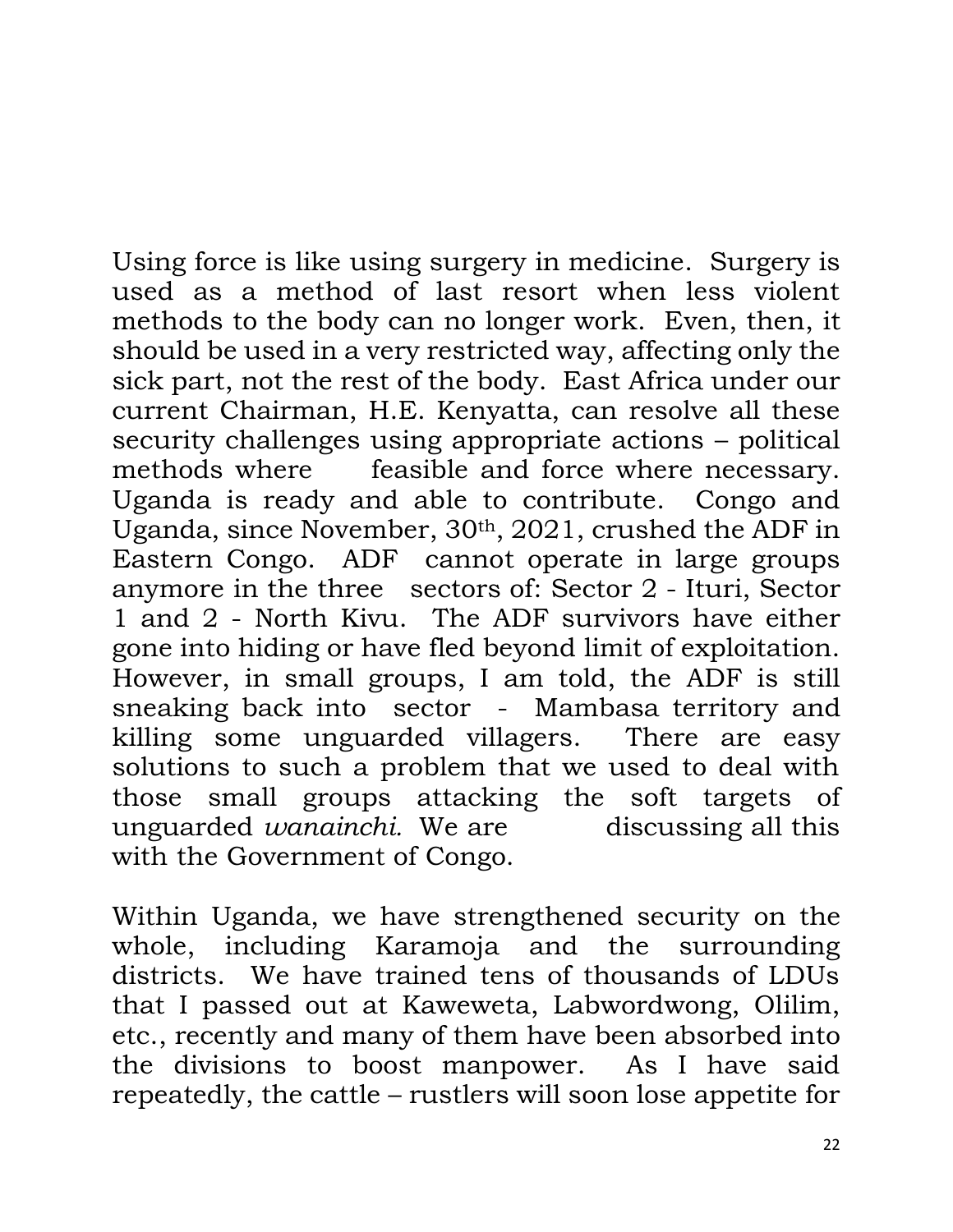Using force is like using surgery in medicine. Surgery is used as a method of last resort when less violent methods to the body can no longer work. Even, then, it should be used in a very restricted way, affecting only the sick part, not the rest of the body. East Africa under our current Chairman, H.E. Kenyatta, can resolve all these security challenges using appropriate actions – political methods where feasible and force where necessary. Uganda is ready and able to contribute. Congo and Uganda, since November, 30th, 2021, crushed the ADF in Eastern Congo. ADF cannot operate in large groups anymore in the three sectors of: Sector 2 - Ituri, Sector 1 and 2 - North Kivu. The ADF survivors have either gone into hiding or have fled beyond limit of exploitation. However, in small groups, I am told, the ADF is still sneaking back into sector - Mambasa territory and killing some unguarded villagers. There are easy solutions to such a problem that we used to deal with those small groups attacking the soft targets of unguarded *wanainchi.* We are discussing all this with the Government of Congo.

Within Uganda, we have strengthened security on the whole, including Karamoja and the surrounding districts. We have trained tens of thousands of LDUs that I passed out at Kaweweta, Labwordwong, Olilim, etc., recently and many of them have been absorbed into the divisions to boost manpower. As I have said repeatedly, the cattle – rustlers will soon lose appetite for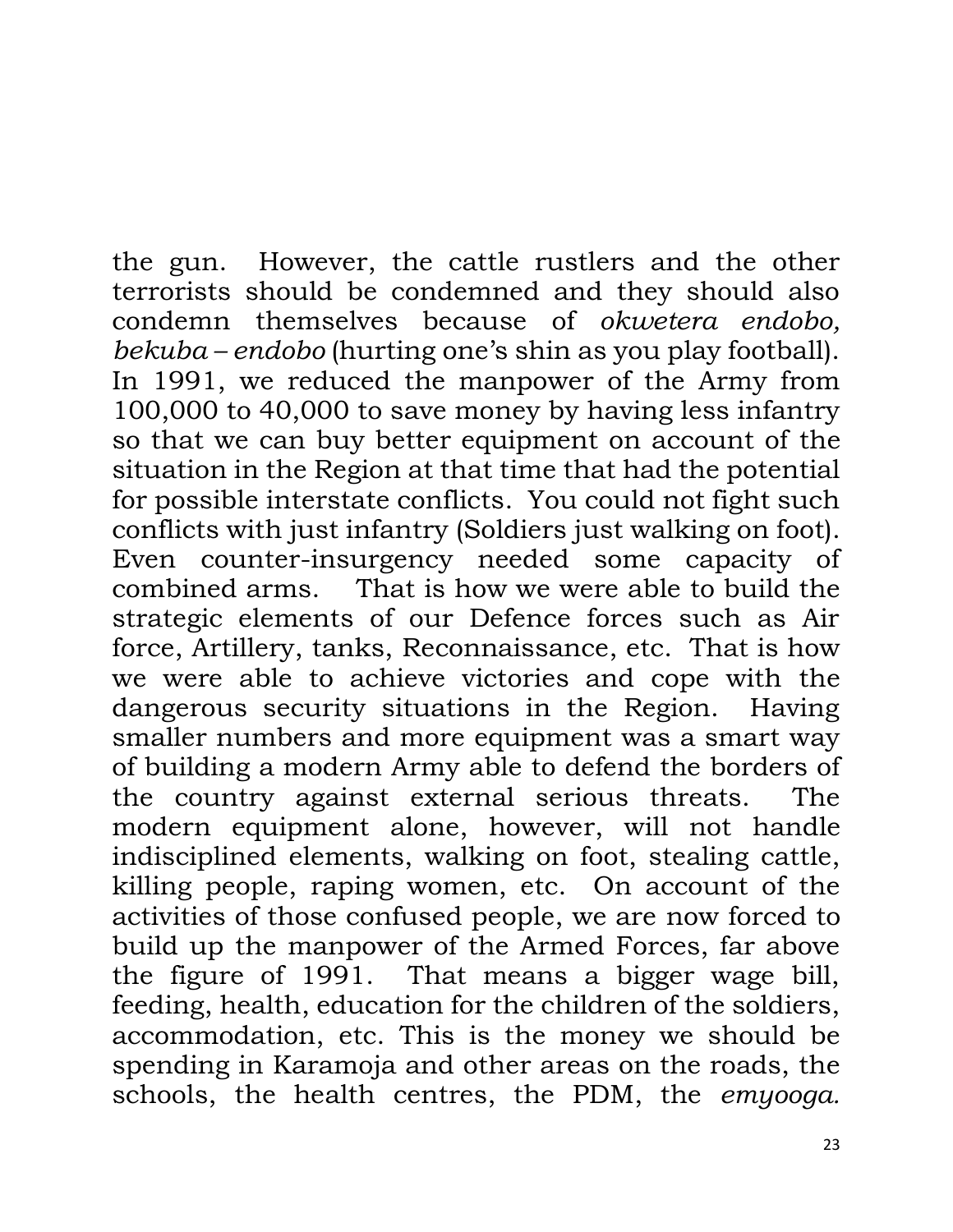the gun. However, the cattle rustlers and the other terrorists should be condemned and they should also condemn themselves because of *okwetera endobo, bekuba – endobo* (hurting one's shin as you play football). In 1991, we reduced the manpower of the Army from 100,000 to 40,000 to save money by having less infantry so that we can buy better equipment on account of the situation in the Region at that time that had the potential for possible interstate conflicts. You could not fight such conflicts with just infantry (Soldiers just walking on foot). Even counter-insurgency needed some capacity of combined arms. That is how we were able to build the strategic elements of our Defence forces such as Air force, Artillery, tanks, Reconnaissance, etc. That is how we were able to achieve victories and cope with the dangerous security situations in the Region. Having smaller numbers and more equipment was a smart way of building a modern Army able to defend the borders of the country against external serious threats. The modern equipment alone, however, will not handle indisciplined elements, walking on foot, stealing cattle, killing people, raping women, etc. On account of the activities of those confused people, we are now forced to build up the manpower of the Armed Forces, far above the figure of 1991. That means a bigger wage bill, feeding, health, education for the children of the soldiers, accommodation, etc. This is the money we should be spending in Karamoja and other areas on the roads, the schools, the health centres, the PDM, the *emyooga.*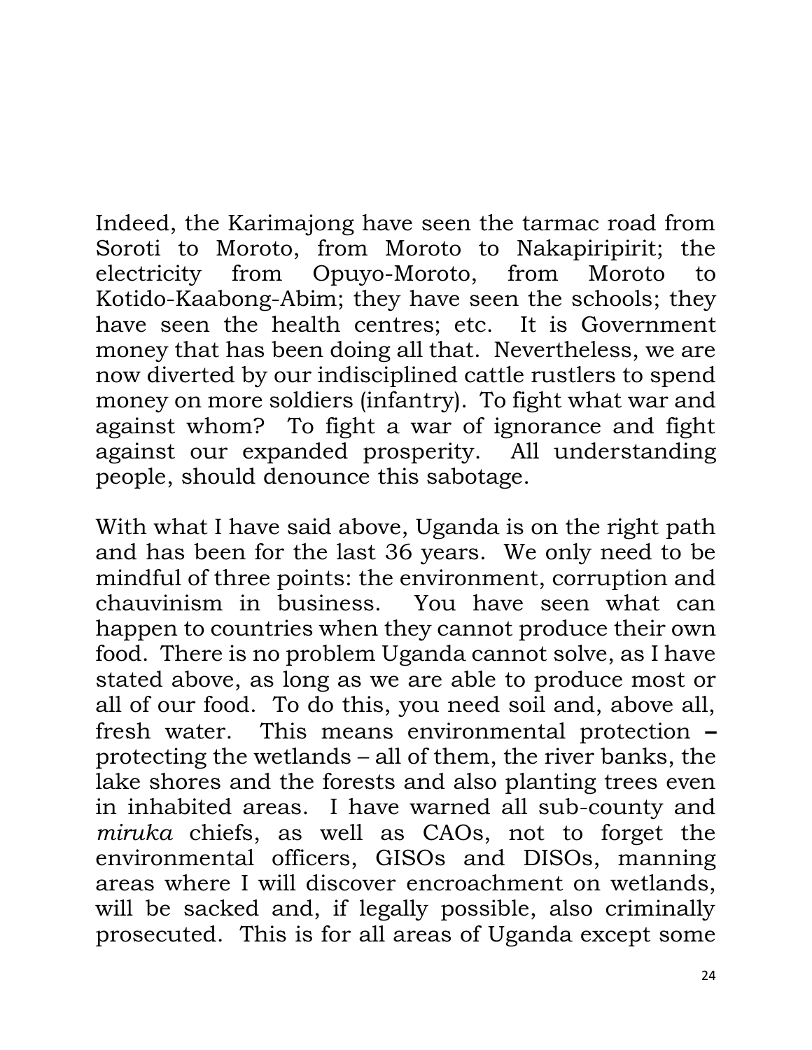Indeed, the Karimajong have seen the tarmac road from Soroti to Moroto, from Moroto to Nakapiripirit; the electricity from Opuyo-Moroto, from Moroto to Kotido-Kaabong-Abim; they have seen the schools; they have seen the health centres; etc. It is Government money that has been doing all that. Nevertheless, we are now diverted by our indisciplined cattle rustlers to spend money on more soldiers (infantry). To fight what war and against whom? To fight a war of ignorance and fight against our expanded prosperity. All understanding people, should denounce this sabotage.

With what I have said above, Uganda is on the right path and has been for the last 36 years. We only need to be mindful of three points: the environment, corruption and chauvinism in business. You have seen what can happen to countries when they cannot produce their own food. There is no problem Uganda cannot solve, as I have stated above, as long as we are able to produce most or all of our food. To do this, you need soil and, above all, fresh water. This means environmental protection **–** protecting the wetlands – all of them, the river banks, the lake shores and the forests and also planting trees even in inhabited areas. I have warned all sub-county and *miruka* chiefs, as well as CAOs, not to forget the environmental officers, GISOs and DISOs, manning areas where I will discover encroachment on wetlands, will be sacked and, if legally possible, also criminally prosecuted. This is for all areas of Uganda except some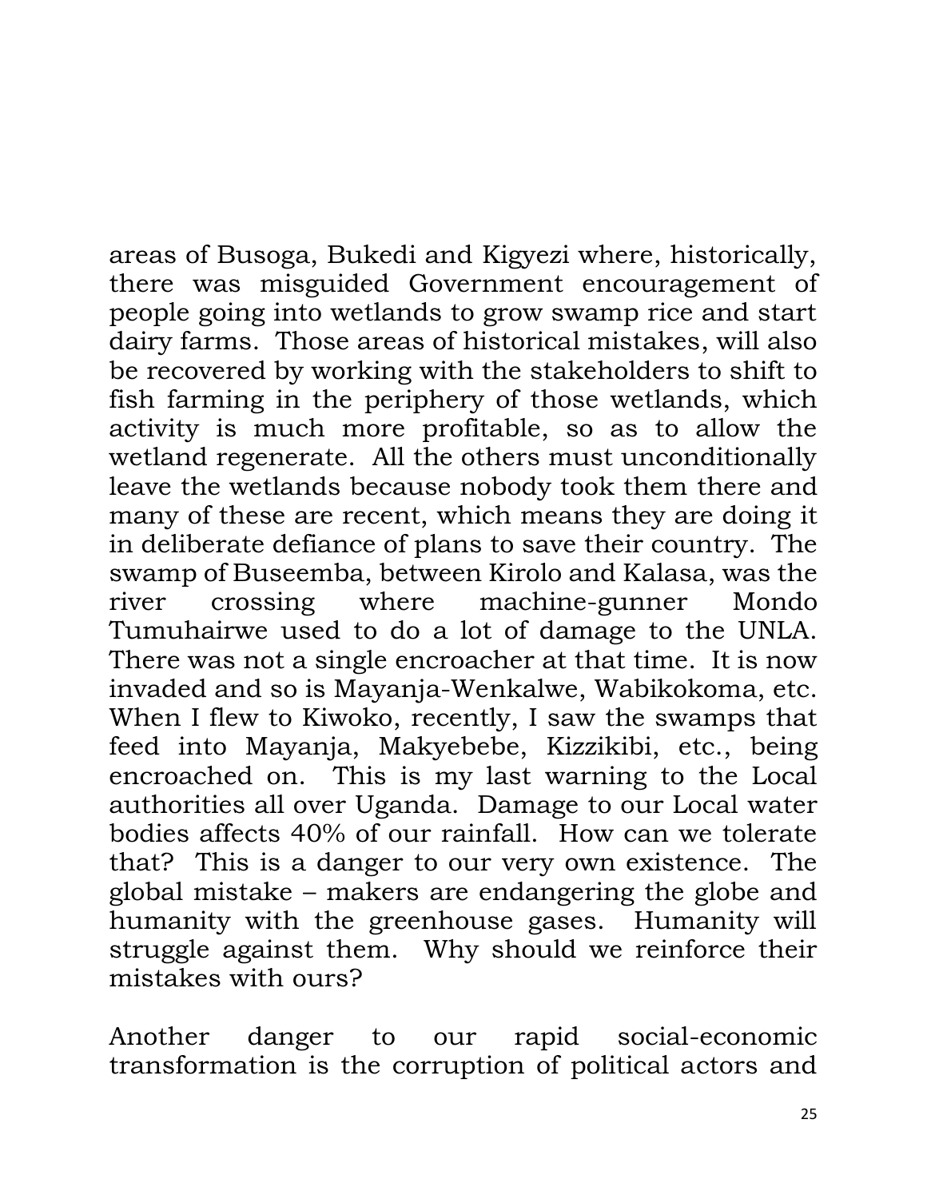areas of Busoga, Bukedi and Kigyezi where, historically, there was misguided Government encouragement of people going into wetlands to grow swamp rice and start dairy farms. Those areas of historical mistakes, will also be recovered by working with the stakeholders to shift to fish farming in the periphery of those wetlands, which activity is much more profitable, so as to allow the wetland regenerate. All the others must unconditionally leave the wetlands because nobody took them there and many of these are recent, which means they are doing it in deliberate defiance of plans to save their country. The swamp of Buseemba, between Kirolo and Kalasa, was the river crossing where machine-gunner Mondo Tumuhairwe used to do a lot of damage to the UNLA. There was not a single encroacher at that time. It is now invaded and so is Mayanja-Wenkalwe, Wabikokoma, etc. When I flew to Kiwoko, recently, I saw the swamps that feed into Mayanja, Makyebebe, Kizzikibi, etc., being encroached on. This is my last warning to the Local authorities all over Uganda. Damage to our Local water bodies affects 40% of our rainfall. How can we tolerate that? This is a danger to our very own existence. The global mistake – makers are endangering the globe and humanity with the greenhouse gases. Humanity will struggle against them. Why should we reinforce their mistakes with ours?

Another danger to our rapid social-economic transformation is the corruption of political actors and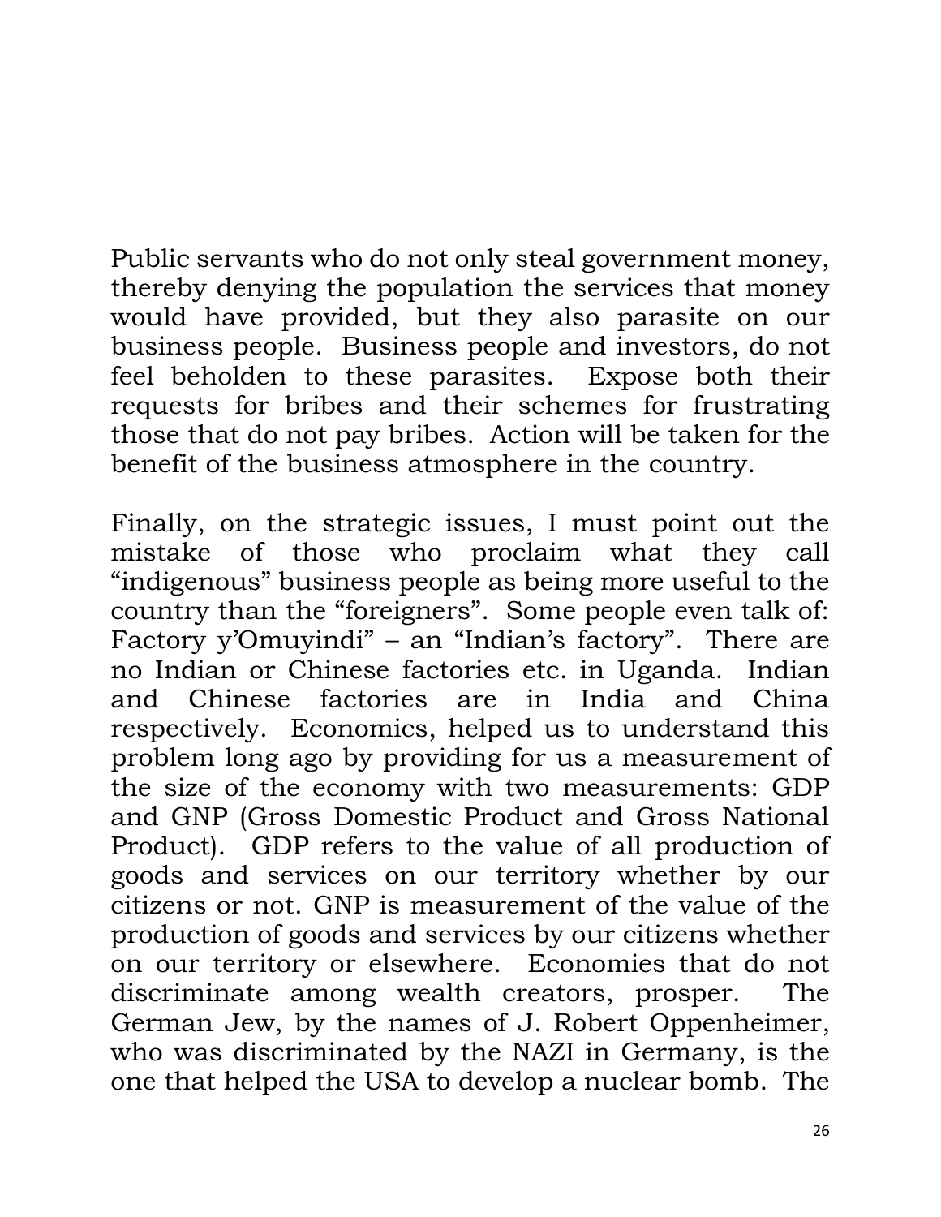Public servants who do not only steal government money, thereby denying the population the services that money would have provided, but they also parasite on our business people. Business people and investors, do not feel beholden to these parasites. Expose both their requests for bribes and their schemes for frustrating those that do not pay bribes. Action will be taken for the benefit of the business atmosphere in the country.

Finally, on the strategic issues, I must point out the mistake of those who proclaim what they call "indigenous" business people as being more useful to the country than the "foreigners". Some people even talk of: Factory y'Omuyindi" – an "Indian's factory". There are no Indian or Chinese factories etc. in Uganda. Indian and Chinese factories are in India and China respectively. Economics, helped us to understand this problem long ago by providing for us a measurement of the size of the economy with two measurements: GDP and GNP (Gross Domestic Product and Gross National Product). GDP refers to the value of all production of goods and services on our territory whether by our citizens or not. GNP is measurement of the value of the production of goods and services by our citizens whether on our territory or elsewhere. Economies that do not discriminate among wealth creators, prosper. The German Jew, by the names of J. Robert Oppenheimer, who was discriminated by the NAZI in Germany, is the one that helped the USA to develop a nuclear bomb. The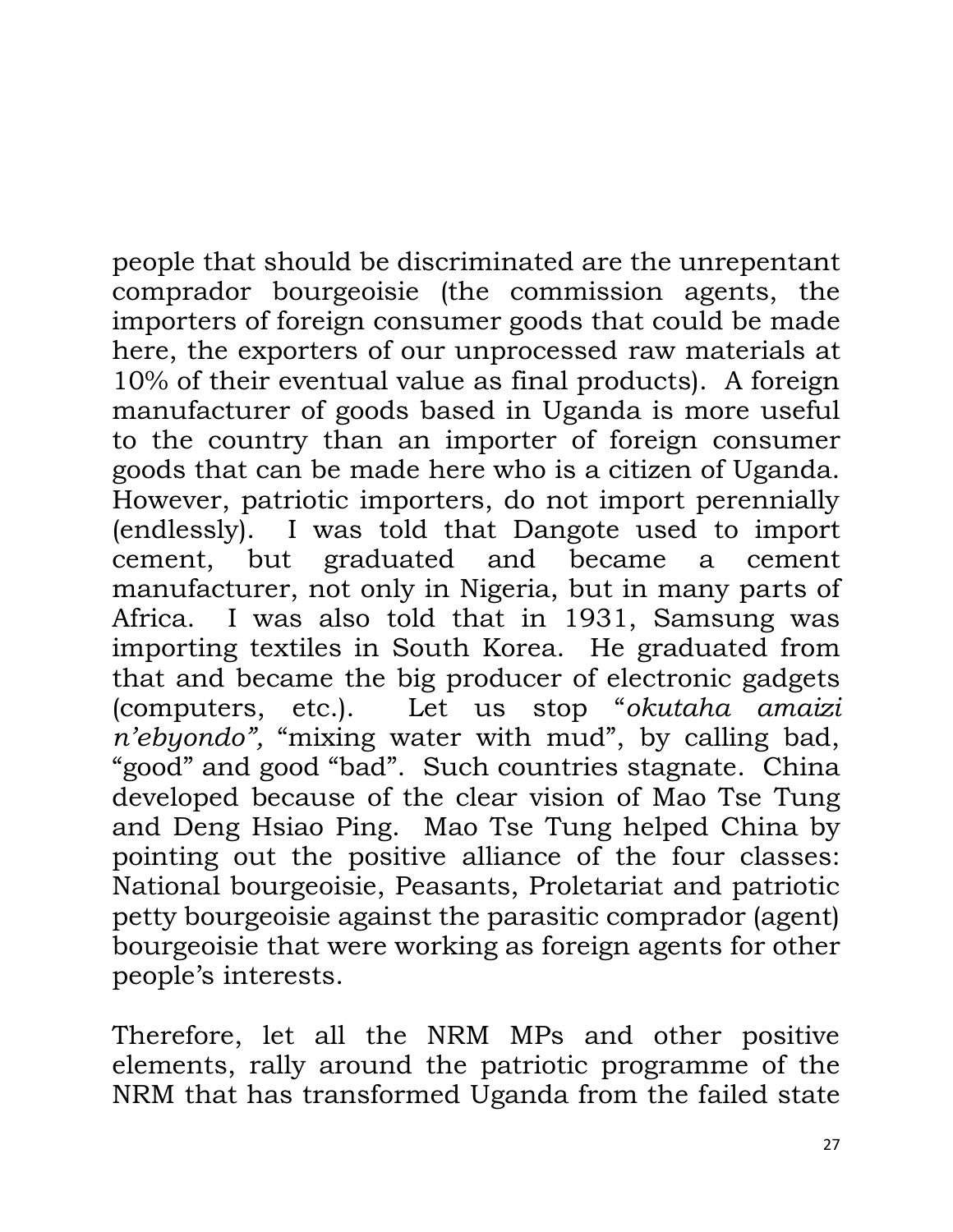people that should be discriminated are the unrepentant comprador bourgeoisie (the commission agents, the importers of foreign consumer goods that could be made here, the exporters of our unprocessed raw materials at 10% of their eventual value as final products). A foreign manufacturer of goods based in Uganda is more useful to the country than an importer of foreign consumer goods that can be made here who is a citizen of Uganda. However, patriotic importers, do not import perennially (endlessly). I was told that Dangote used to import cement, but graduated and became a cement manufacturer, not only in Nigeria, but in many parts of Africa. I was also told that in 1931, Samsung was importing textiles in South Korea. He graduated from that and became the big producer of electronic gadgets (computers, etc.). Let us stop "*okutaha amaizi n'ebyondo",* "mixing water with mud", by calling bad, "good" and good "bad". Such countries stagnate. China developed because of the clear vision of Mao Tse Tung and Deng Hsiao Ping. Mao Tse Tung helped China by pointing out the positive alliance of the four classes: National bourgeoisie, Peasants, Proletariat and patriotic petty bourgeoisie against the parasitic comprador (agent) bourgeoisie that were working as foreign agents for other people's interests.

Therefore, let all the NRM MPs and other positive elements, rally around the patriotic programme of the NRM that has transformed Uganda from the failed state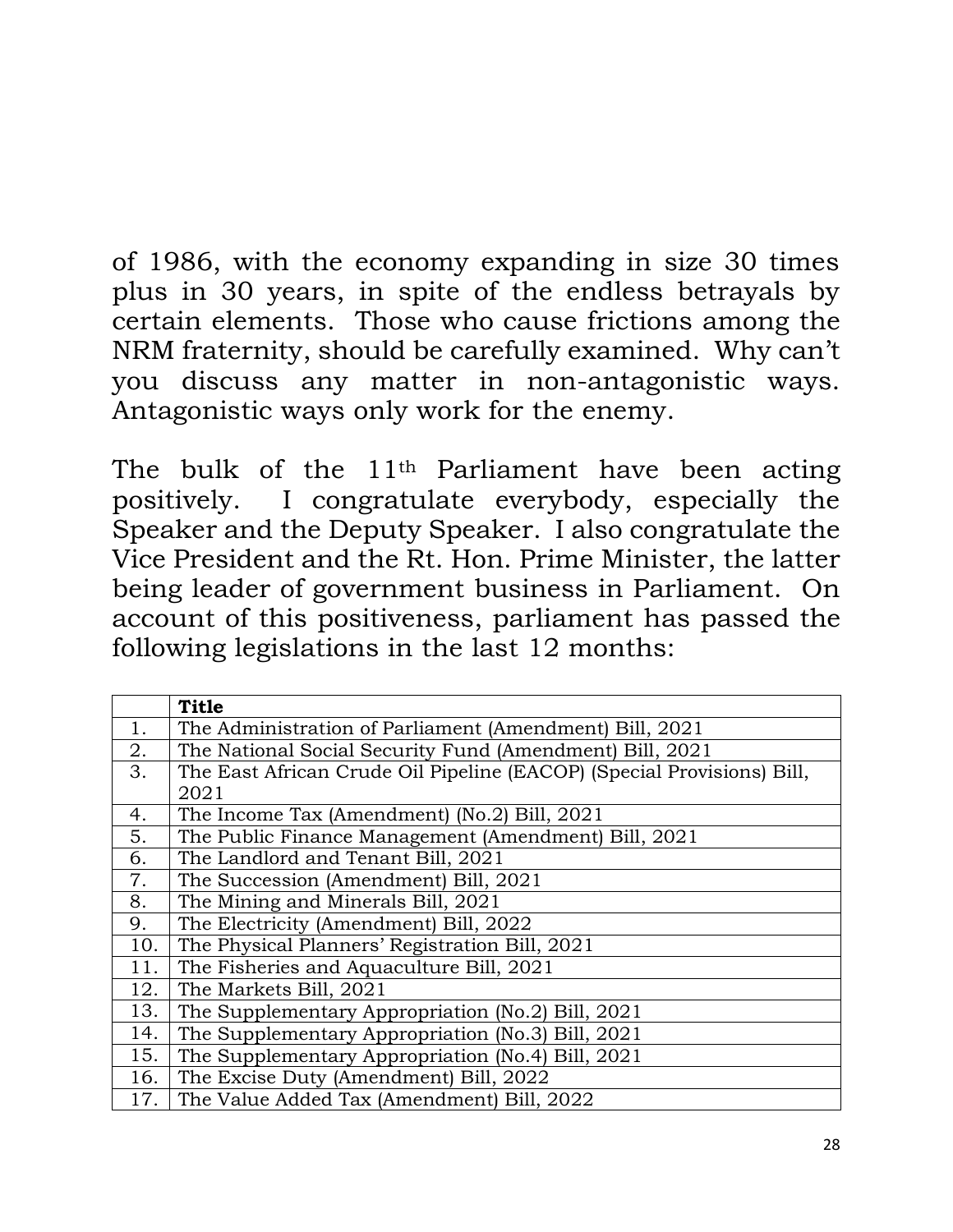of 1986, with the economy expanding in size 30 times plus in 30 years, in spite of the endless betrayals by certain elements. Those who cause frictions among the NRM fraternity, should be carefully examined. Why can't you discuss any matter in non-antagonistic ways. Antagonistic ways only work for the enemy.

The bulk of the 11th Parliament have been acting positively. I congratulate everybody, especially the Speaker and the Deputy Speaker. I also congratulate the Vice President and the Rt. Hon. Prime Minister, the latter being leader of government business in Parliament. On account of this positiveness, parliament has passed the following legislations in the last 12 months:

| | **Title** |
|---|---|
| 1. | The Administration of Parliament (Amendment) Bill, 2021 |
| 2. | The National Social Security Fund (Amendment) Bill, 2021 |
| 3. | The East African Crude Oil Pipeline (EACOP) (Special Provisions) Bill, 2021 |
| 4. | The Income Tax (Amendment) (No.2) Bill, 2021 |
| 5. | The Public Finance Management (Amendment) Bill, 2021 |
| 6. | The Landlord and Tenant Bill, 2021 |
| 7. | The Succession (Amendment) Bill, 2021 |
| 8. | The Mining and Minerals Bill, 2021 |
| 9. | The Electricity (Amendment) Bill, 2022 |
| 10. | The Physical Planners' Registration Bill, 2021 |
| 11. | The Fisheries and Aquaculture Bill, 2021 |
| 12. | The Markets Bill, 2021 |
| 13. | The Supplementary Appropriation (No.2) Bill, 2021 |
| 14. | The Supplementary Appropriation (No.3) Bill, 2021 |
| 15. | The Supplementary Appropriation (No.4) Bill, 2021 |
| 16. | The Excise Duty (Amendment) Bill, 2022 |
| 17. | The Value Added Tax (Amendment) Bill, 2022 |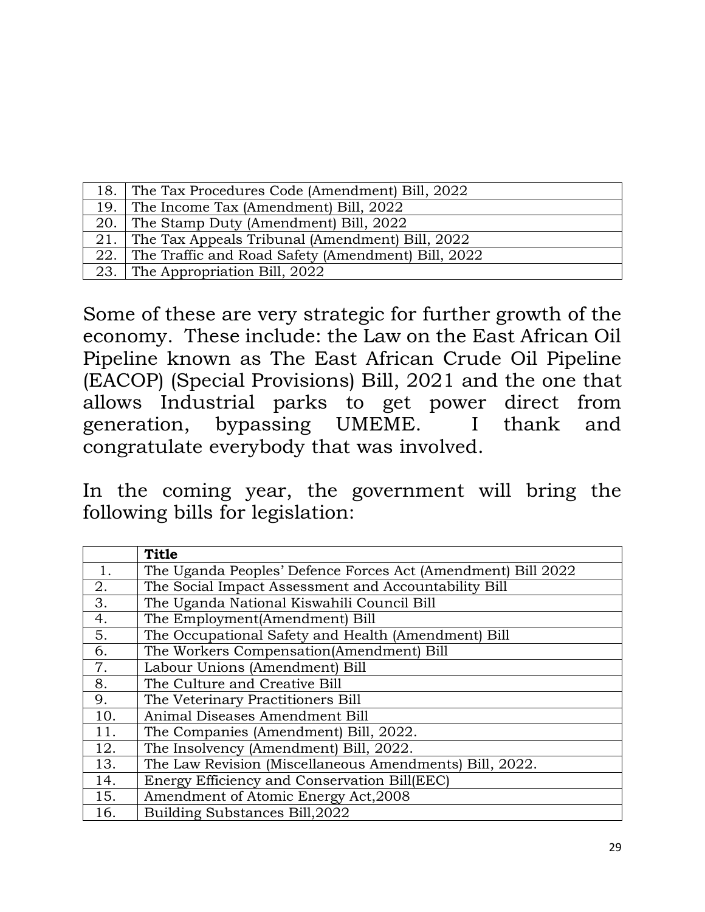| | |
|---|---|
| 18. | The Tax Procedures Code (Amendment) Bill, 2022 |
| 19. | The Income Tax (Amendment) Bill, 2022 |
| 20. | The Stamp Duty (Amendment) Bill, 2022 |
| 21. | The Tax Appeals Tribunal (Amendment) Bill, 2022 |
| 22. | The Traffic and Road Safety (Amendment) Bill, 2022 |
| 23. | The Appropriation Bill, 2022 |

Some of these are very strategic for further growth of the economy. These include: the Law on the East African Oil Pipeline known as The East African Crude Oil Pipeline (EACOP) (Special Provisions) Bill, 2021 and the one that allows Industrial parks to get power direct from generation, bypassing UMEME. I thank and congratulate everybody that was involved.

In the coming year, the government will bring the following bills for legislation:

| | **Title** |
|---|---|
| 1. | The Uganda Peoples' Defence Forces Act (Amendment) Bill 2022 |
| 2. | The Social Impact Assessment and Accountability Bill |
| 3. | The Uganda National Kiswahili Council Bill |
| 4. | The Employment(Amendment) Bill |
| 5. | The Occupational Safety and Health (Amendment) Bill |
| 6. | The Workers Compensation(Amendment) Bill |
| 7. | Labour Unions (Amendment) Bill |
| 8. | The Culture and Creative Bill |
| 9. | The Veterinary Practitioners Bill |
| 10. | Animal Diseases Amendment Bill |
| 11. | The Companies (Amendment) Bill, 2022. |
| 12. | The Insolvency (Amendment) Bill, 2022. |
| 13. | The Law Revision (Miscellaneous Amendments) Bill, 2022. |
| 14. | Energy Efficiency and Conservation Bill(EEC) |
| 15. | Amendment of Atomic Energy Act,2008 |
| 16. | Building Substances Bill,2022 |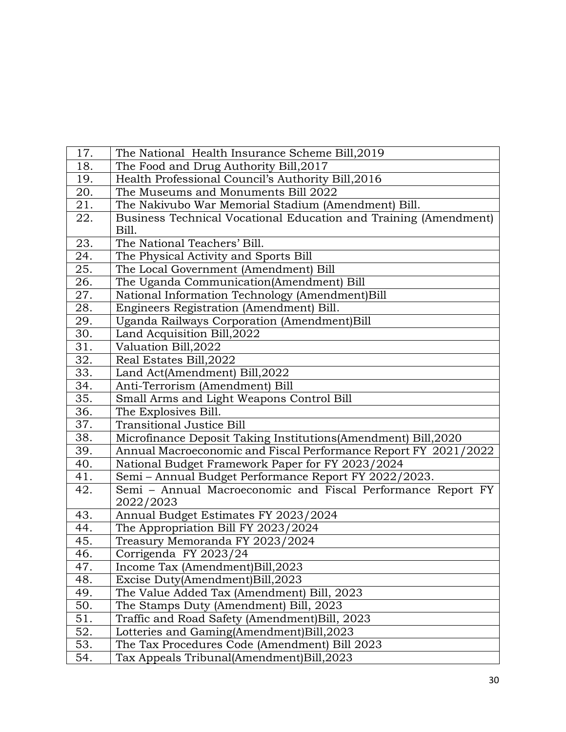| | |
|---|---|
| 17. | The National Health Insurance Scheme Bill,2019 |
| 18. | The Food and Drug Authority Bill,2017 |
| 19. | Health Professional Council's Authority Bill,2016 |
| 20. | The Museums and Monuments Bill 2022 |
| 21. | The Nakivubo War Memorial Stadium (Amendment) Bill. |
| 22. | Business Technical Vocational Education and Training (Amendment) Bill. |
| 23. | The National Teachers' Bill. |
| 24. | The Physical Activity and Sports Bill |
| 25. | The Local Government (Amendment) Bill |
| 26. | The Uganda Communication(Amendment) Bill |
| 27. | National Information Technology (Amendment)Bill |
| 28. | Engineers Registration (Amendment) Bill. |
| 29. | Uganda Railways Corporation (Amendment)Bill |
| 30. | Land Acquisition Bill,2022 |
| 31. | Valuation Bill,2022 |
| 32. | Real Estates Bill,2022 |
| 33. | Land Act(Amendment) Bill,2022 |
| 34. | Anti-Terrorism (Amendment) Bill |
| 35. | Small Arms and Light Weapons Control Bill |
| 36. | The Explosives Bill. |
| 37. | Transitional Justice Bill |
| 38. | Microfinance Deposit Taking Institutions(Amendment) Bill,2020 |
| 39. | Annual Macroeconomic and Fiscal Performance Report FY 2021/2022 |
| 40. | National Budget Framework Paper for FY 2023/2024 |
| 41. | Semi – Annual Budget Performance Report FY 2022/2023. |
| 42. | Semi – Annual Macroeconomic and Fiscal Performance Report FY 2022/2023 |
| 43. | Annual Budget Estimates FY 2023/2024 |
| 44. | The Appropriation Bill FY 2023/2024 |
| 45. | Treasury Memoranda FY 2023/2024 |
| 46. | Corrigenda FY 2023/24 |
| 47. | Income Tax (Amendment)Bill,2023 |
| 48. | Excise Duty(Amendment)Bill,2023 |
| 49. | The Value Added Tax (Amendment) Bill, 2023 |
| 50. | The Stamps Duty (Amendment) Bill, 2023 |
| 51. | Traffic and Road Safety (Amendment)Bill, 2023 |
| 52. | Lotteries and Gaming(Amendment)Bill,2023 |
| 53. | The Tax Procedures Code (Amendment) Bill 2023 |
| 54. | Tax Appeals Tribunal(Amendment)Bill,2023 |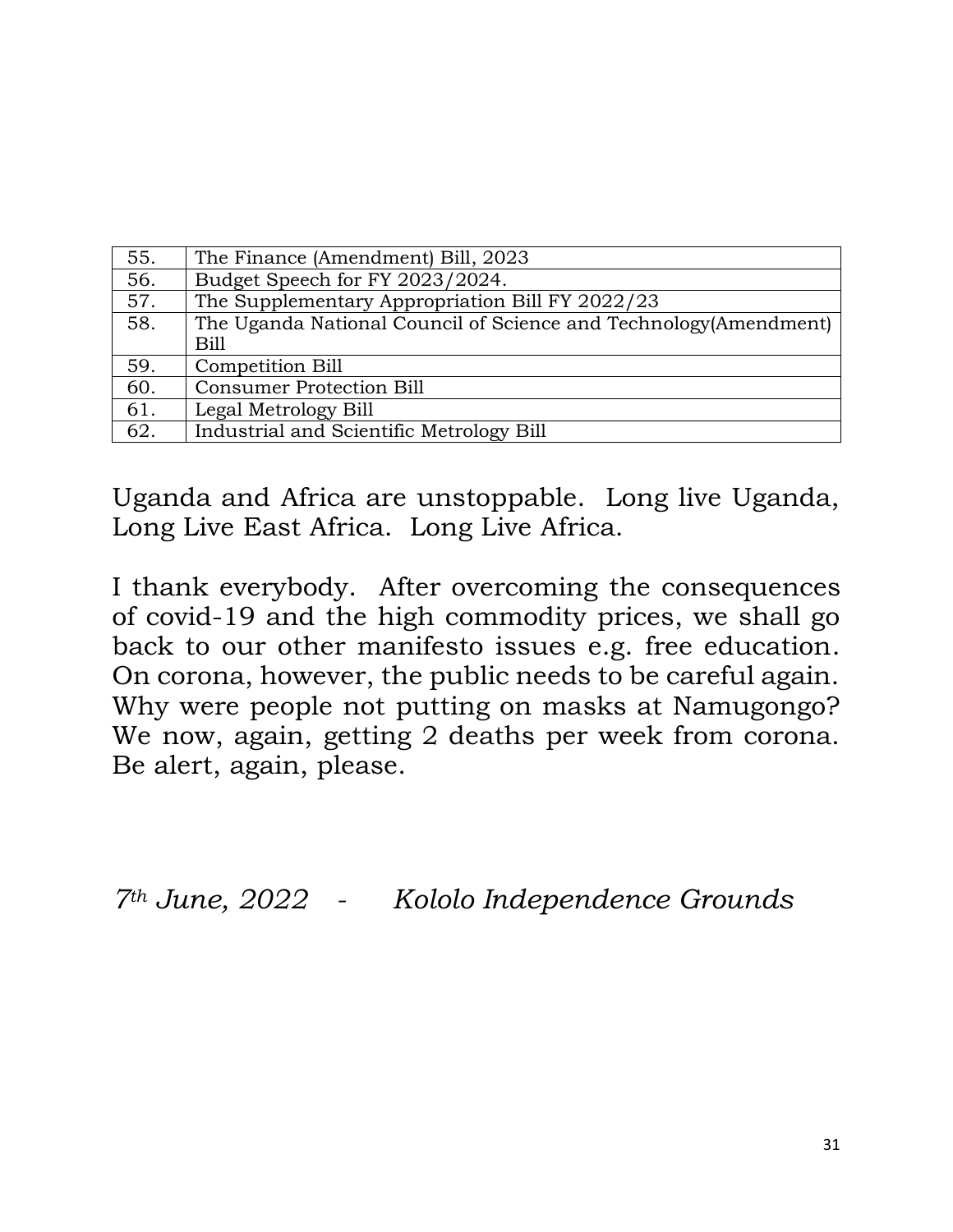| | |
|---|---|
| 55. | The Finance (Amendment) Bill, 2023 |
| 56. | Budget Speech for FY 2023/2024. |
| 57. | The Supplementary Appropriation Bill FY 2022/23 |
| 58. | The Uganda National Council of Science and Technology(Amendment) Bill |
| 59. | Competition Bill |
| 60. | Consumer Protection Bill |
| 61. | Legal Metrology Bill |
| 62. | Industrial and Scientific Metrology Bill |

Uganda and Africa are unstoppable. Long live Uganda, Long Live East Africa. Long Live Africa.

I thank everybody. After overcoming the consequences of covid-19 and the high commodity prices, we shall go back to our other manifesto issues e.g. free education. On corona, however, the public needs to be careful again. Why were people not putting on masks at Namugongo? We now, again, getting 2 deaths per week from corona. Be alert, again, please.

*7th June, 2022 - Kololo Independence Grounds*